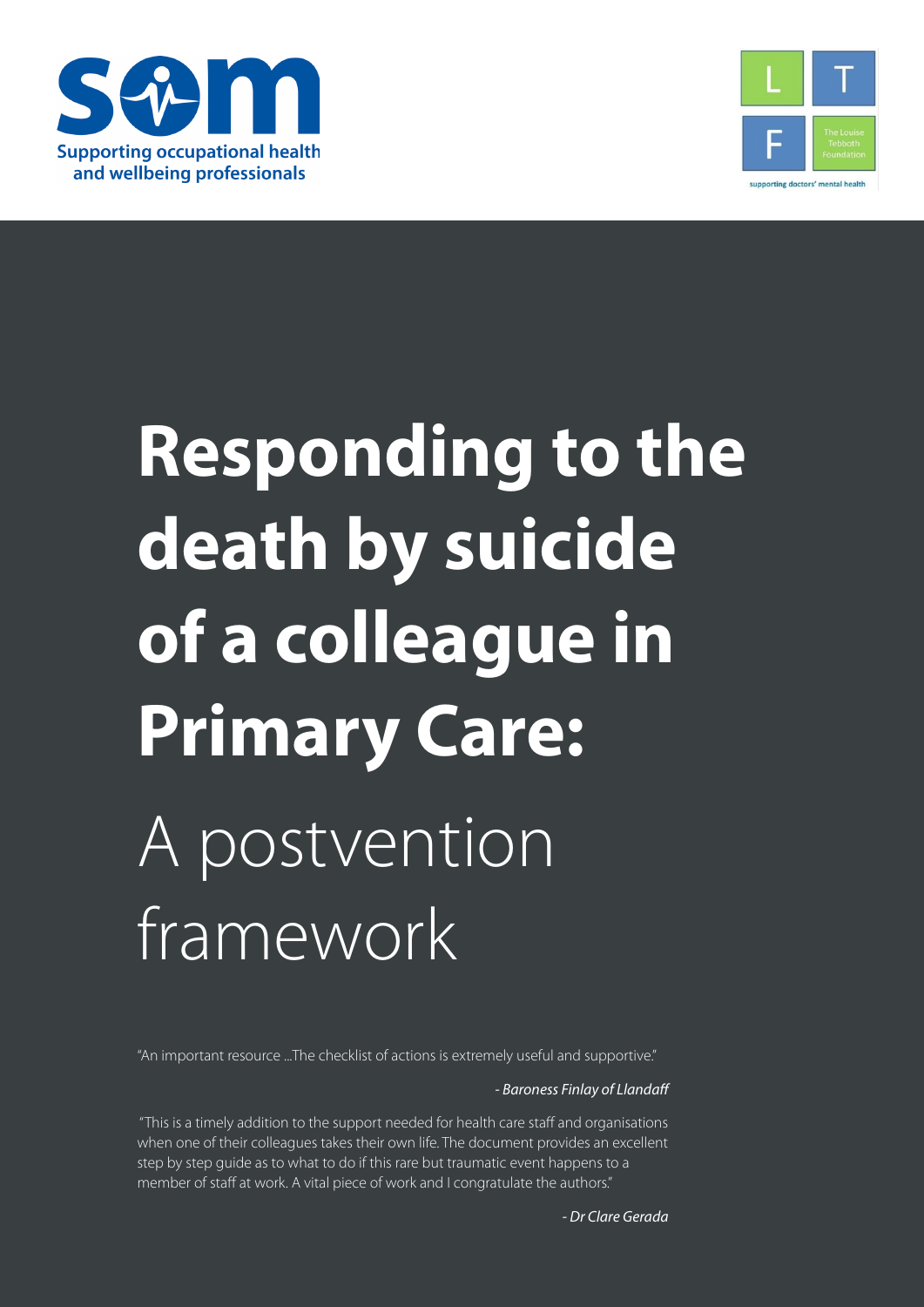som

Supporting occupational health and wellbeing professionals

LTF

The Louise Tebboth Foundation

supporting doctors' mental health

# Responding to the death by suicide of a colleague in Primary Care:

## A postvention framework

"An important resource ...The checklist of actions is extremely useful and supportive."

*- Baroness Finlay of Llandaff*

"This is a timely addition to the support needed for health care staff and organisations when one of their colleagues takes their own life. The document provides an excellent step by step guide as to what to do if this rare but traumatic event happens to a member of staff at work. A vital piece of work and I congratulate the authors."

*- Dr Clare Gerada*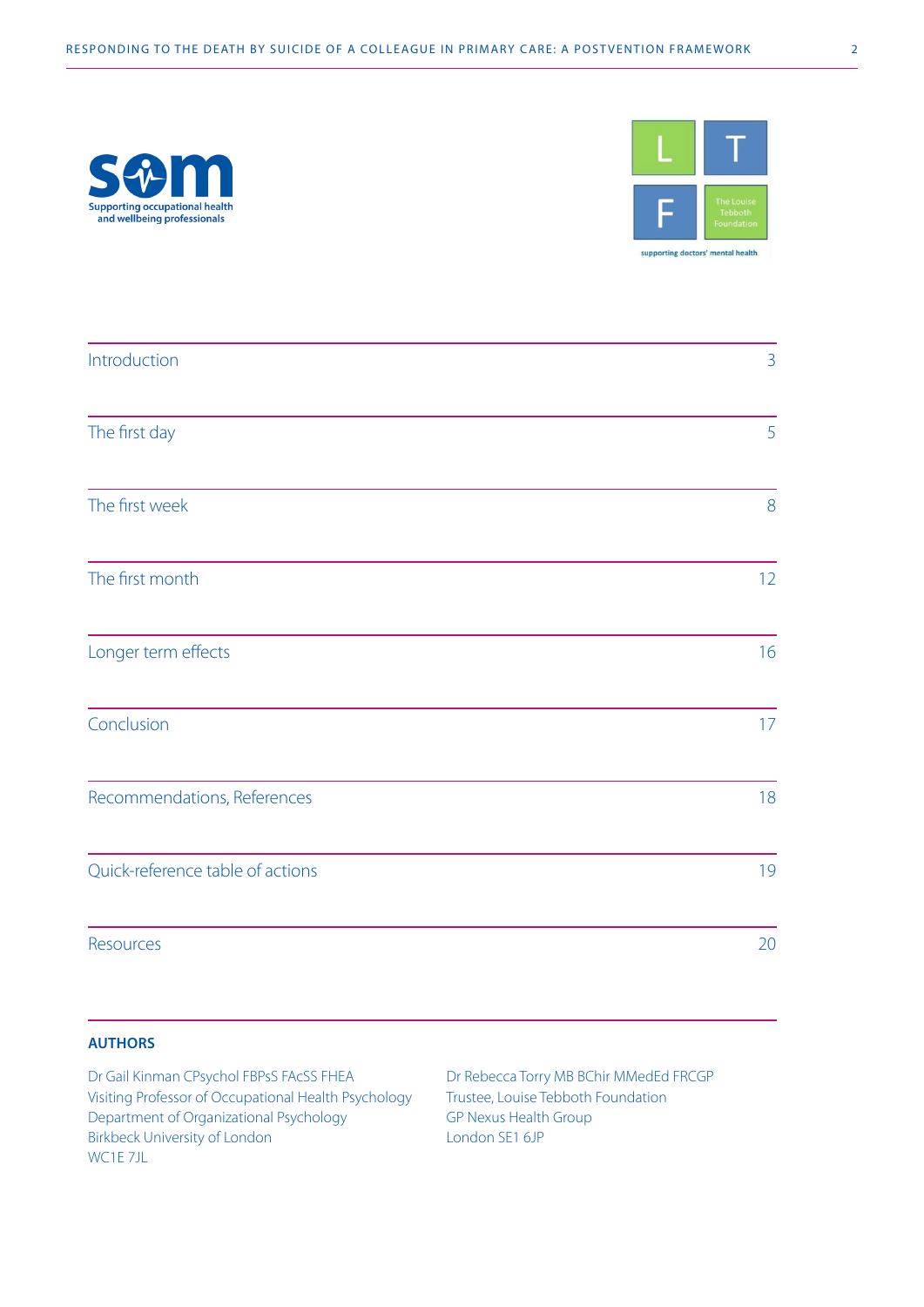| | |
|---|---|
| Introduction | 3 |
| The first day | 5 |
| The first week | 8 |
| The first month | 12 |
| Longer term effects | 16 |
| Conclusion | 17 |
| Recommendations, References | 18 |
| Quick-reference table of actions | 19 |
| Resources | 20 |

**AUTHORS**

Dr Gail Kinman CPsychol FBPsS FAcSS FHEA
Visiting Professor of Occupational Health Psychology
Department of Organizational Psychology
Birkbeck University of London
WC1E 7JL

Dr Rebecca Torry MB BChir MMedEd FRCGP
Trustee, Louise Tebboth Foundation
GP Nexus Health Group
London SE1 6JP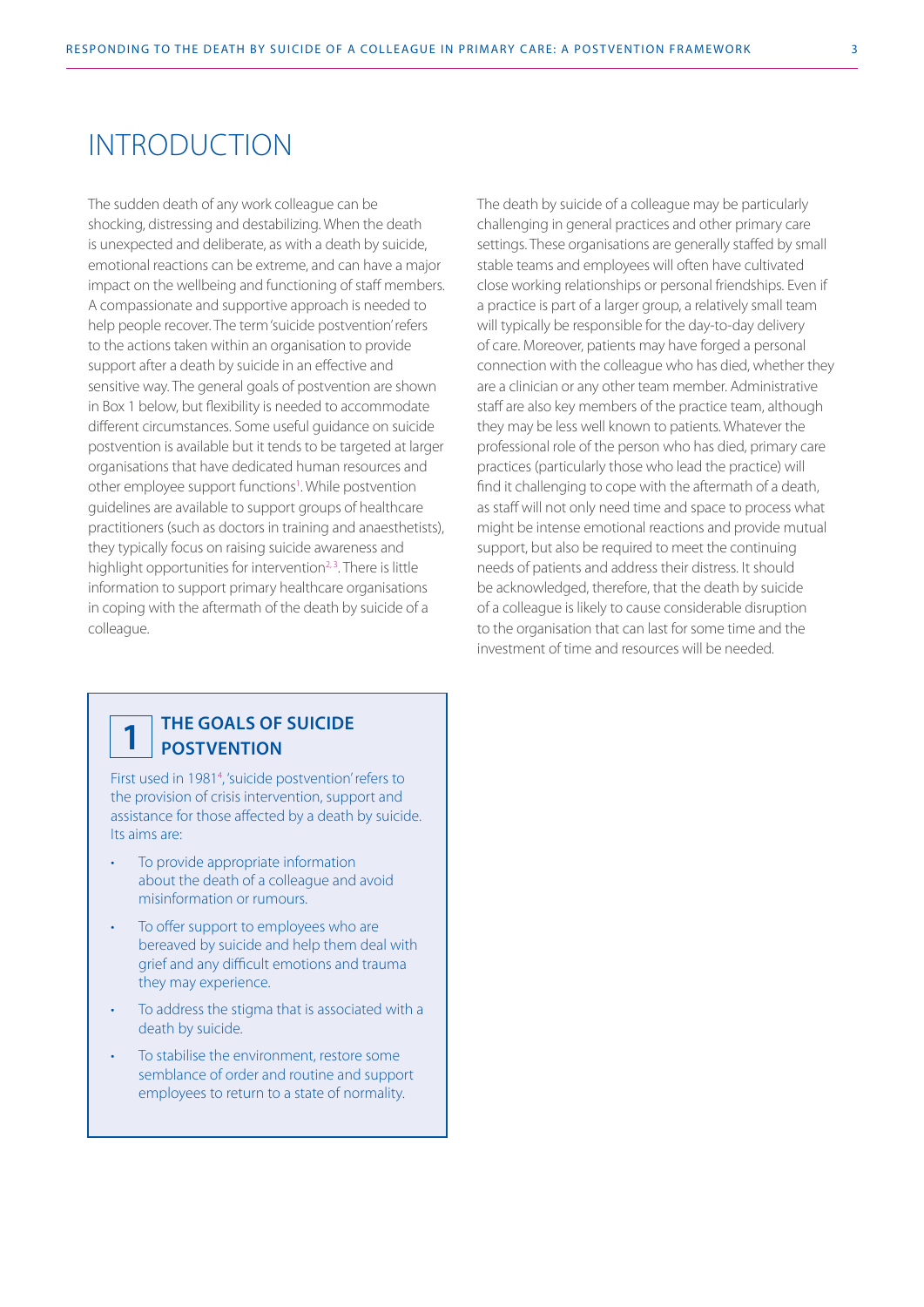# INTRODUCTION

The sudden death of any work colleague can be shocking, distressing and destabilizing. When the death is unexpected and deliberate, as with a death by suicide, emotional reactions can be extreme, and can have a major impact on the wellbeing and functioning of staff members. A compassionate and supportive approach is needed to help people recover. The term 'suicide postvention' refers to the actions taken within an organisation to provide support after a death by suicide in an effective and sensitive way. The general goals of postvention are shown in Box 1 below, but flexibility is needed to accommodate different circumstances. Some useful guidance on suicide postvention is available but it tends to be targeted at larger organisations that have dedicated human resources and other employee support functions[1]. While postvention guidelines are available to support groups of healthcare practitioners (such as doctors in training and anaesthetists), they typically focus on raising suicide awareness and highlight opportunities for intervention[2,3]. There is little information to support primary healthcare organisations in coping with the aftermath of the death by suicide of a colleague.

The death by suicide of a colleague may be particularly challenging in general practices and other primary care settings. These organisations are generally staffed by small stable teams and employees will often have cultivated close working relationships or personal friendships. Even if a practice is part of a larger group, a relatively small team will typically be responsible for the day-to-day delivery of care. Moreover, patients may have forged a personal connection with the colleague who has died, whether they are a clinician or any other team member. Administrative staff are also key members of the practice team, although they may be less well known to patients. Whatever the professional role of the person who has died, primary care practices (particularly those who lead the practice) will find it challenging to cope with the aftermath of a death, as staff will not only need time and space to process what might be intense emotional reactions and provide mutual support, but also be required to meet the continuing needs of patients and address their distress. It should be acknowledged, therefore, that the death by suicide of a colleague is likely to cause considerable disruption to the organisation that can last for some time and the investment of time and resources will be needed.

## 1 THE GOALS OF SUICIDE POSTVENTION

First used in 1981[4], 'suicide postvention' refers to the provision of crisis intervention, support and assistance for those affected by a death by suicide. Its aims are:

- To provide appropriate information about the death of a colleague and avoid misinformation or rumours.
- To offer support to employees who are bereaved by suicide and help them deal with grief and any difficult emotions and trauma they may experience.
- To address the stigma that is associated with a death by suicide.
- To stabilise the environment, restore some semblance of order and routine and support employees to return to a state of normality.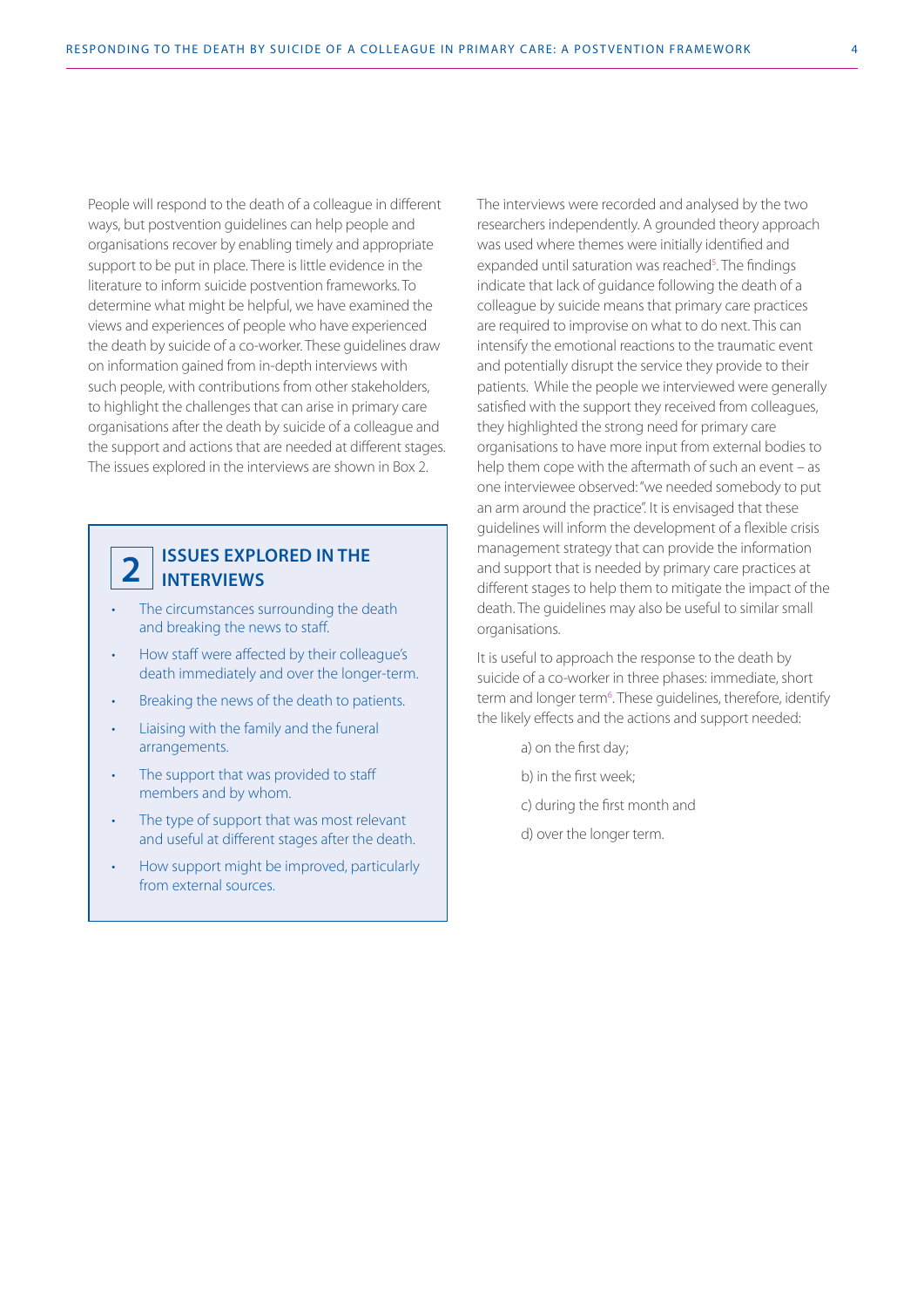People will respond to the death of a colleague in different ways, but postvention guidelines can help people and organisations recover by enabling timely and appropriate support to be put in place. There is little evidence in the literature to inform suicide postvention frameworks. To determine what might be helpful, we have examined the views and experiences of people who have experienced the death by suicide of a co-worker. These guidelines draw on information gained from in-depth interviews with such people, with contributions from other stakeholders, to highlight the challenges that can arise in primary care organisations after the death by suicide of a colleague and the support and actions that are needed at different stages. The issues explored in the interviews are shown in Box 2.

## 2 ISSUES EXPLORED IN THE INTERVIEWS

- The circumstances surrounding the death and breaking the news to staff.
- How staff were affected by their colleague's death immediately and over the longer-term.
- Breaking the news of the death to patients.
- Liaising with the family and the funeral arrangements.
- The support that was provided to staff members and by whom.
- The type of support that was most relevant and useful at different stages after the death.
- How support might be improved, particularly from external sources.

The interviews were recorded and analysed by the two researchers independently. A grounded theory approach was used where themes were initially identified and expanded until saturation was reached[5]. The findings indicate that lack of guidance following the death of a colleague by suicide means that primary care practices are required to improvise on what to do next. This can intensify the emotional reactions to the traumatic event and potentially disrupt the service they provide to their patients. While the people we interviewed were generally satisfied with the support they received from colleagues, they highlighted the strong need for primary care organisations to have more input from external bodies to help them cope with the aftermath of such an event – as one interviewee observed: "we needed somebody to put an arm around the practice". It is envisaged that these guidelines will inform the development of a flexible crisis management strategy that can provide the information and support that is needed by primary care practices at different stages to help them to mitigate the impact of the death. The guidelines may also be useful to similar small organisations.

It is useful to approach the response to the death by suicide of a co-worker in three phases: immediate, short term and longer term[6]. These guidelines, therefore, identify the likely effects and the actions and support needed:

a) on the first day;

b) in the first week;

c) during the first month and

d) over the longer term.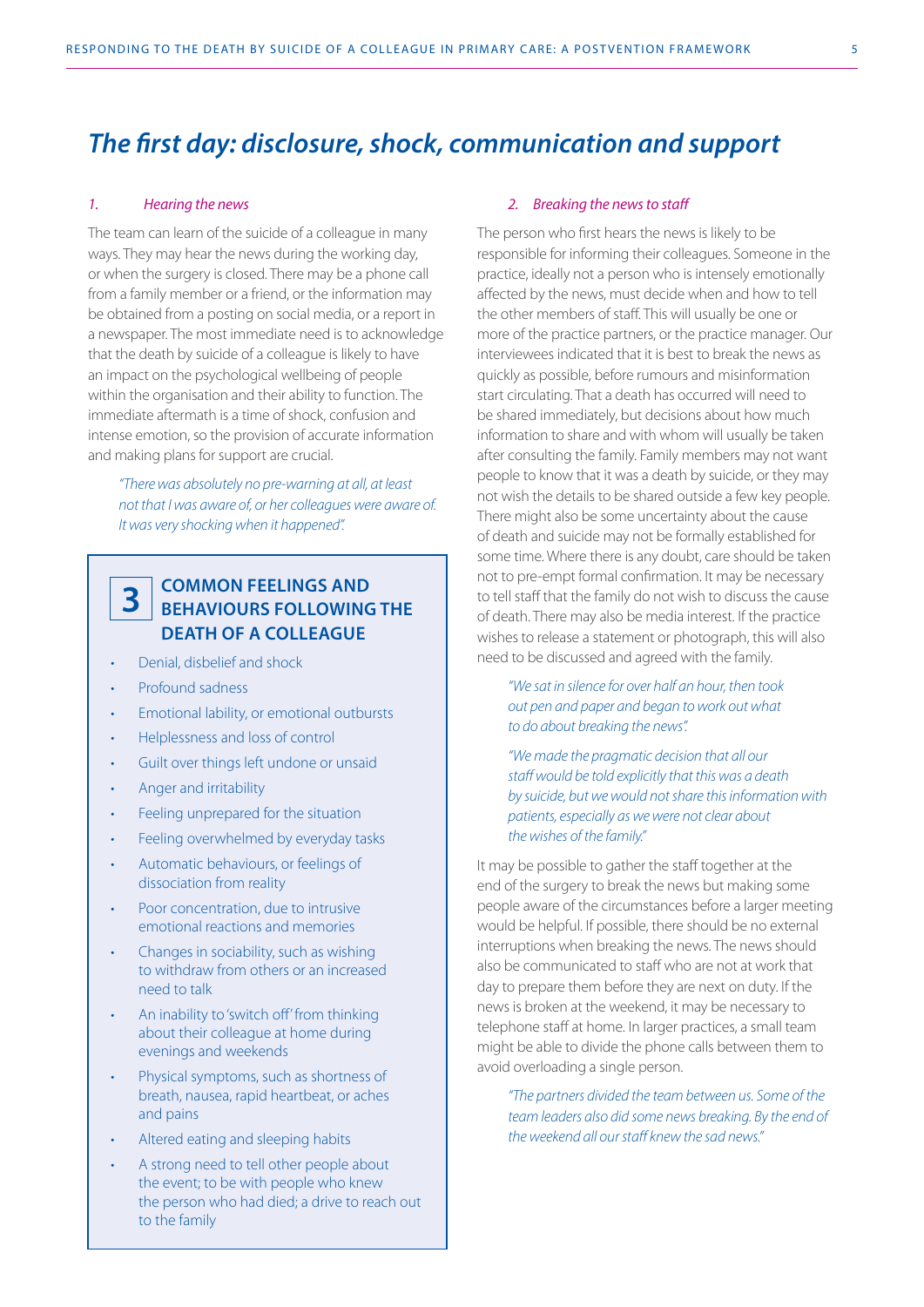# *The first day: disclosure, shock, communication and support*

### *1. Hearing the news*

The team can learn of the suicide of a colleague in many ways. They may hear the news during the working day, or when the surgery is closed. There may be a phone call from a family member or a friend, or the information may be obtained from a posting on social media, or a report in a newspaper. The most immediate need is to acknowledge that the death by suicide of a colleague is likely to have an impact on the psychological wellbeing of people within the organisation and their ability to function. The immediate aftermath is a time of shock, confusion and intense emotion, so the provision of accurate information and making plans for support are crucial.

> *"There was absolutely no pre-warning at all, at least not that I was aware of, or her colleagues were aware of. It was very shocking when it happened".*

> **3 COMMON FEELINGS AND BEHAVIOURS FOLLOWING THE DEATH OF A COLLEAGUE**
>
> - Denial, disbelief and shock
> - Profound sadness
> - Emotional lability, or emotional outbursts
> - Helplessness and loss of control
> - Guilt over things left undone or unsaid
> - Anger and irritability
> - Feeling unprepared for the situation
> - Feeling overwhelmed by everyday tasks
> - Automatic behaviours, or feelings of dissociation from reality
> - Poor concentration, due to intrusive emotional reactions and memories
> - Changes in sociability, such as wishing to withdraw from others or an increased need to talk
> - An inability to 'switch off' from thinking about their colleague at home during evenings and weekends
> - Physical symptoms, such as shortness of breath, nausea, rapid heartbeat, or aches and pains
> - Altered eating and sleeping habits
> - A strong need to tell other people about the event; to be with people who knew the person who had died; a drive to reach out to the family

### *2. Breaking the news to staff*

The person who first hears the news is likely to be responsible for informing their colleagues. Someone in the practice, ideally not a person who is intensely emotionally affected by the news, must decide when and how to tell the other members of staff. This will usually be one or more of the practice partners, or the practice manager. Our interviewees indicated that it is best to break the news as quickly as possible, before rumours and misinformation start circulating. That a death has occurred will need to be shared immediately, but decisions about how much information to share and with whom will usually be taken after consulting the family. Family members may not want people to know that it was a death by suicide, or they may not wish the details to be shared outside a few key people. There might also be some uncertainty about the cause of death and suicide may not be formally established for some time. Where there is any doubt, care should be taken not to pre-empt formal confirmation. It may be necessary to tell staff that the family do not wish to discuss the cause of death. There may also be media interest. If the practice wishes to release a statement or photograph, this will also need to be discussed and agreed with the family.

> *"We sat in silence for over half an hour, then took out pen and paper and began to work out what to do about breaking the news".*

> *"We made the pragmatic decision that all our staff would be told explicitly that this was a death by suicide, but we would not share this information with patients, especially as we were not clear about the wishes of the family."*

It may be possible to gather the staff together at the end of the surgery to break the news but making some people aware of the circumstances before a larger meeting would be helpful. If possible, there should be no external interruptions when breaking the news. The news should also be communicated to staff who are not at work that day to prepare them before they are next on duty. If the news is broken at the weekend, it may be necessary to telephone staff at home. In larger practices, a small team might be able to divide the phone calls between them to avoid overloading a single person.

> *"The partners divided the team between us. Some of the team leaders also did some news breaking. By the end of the weekend all our staff knew the sad news."*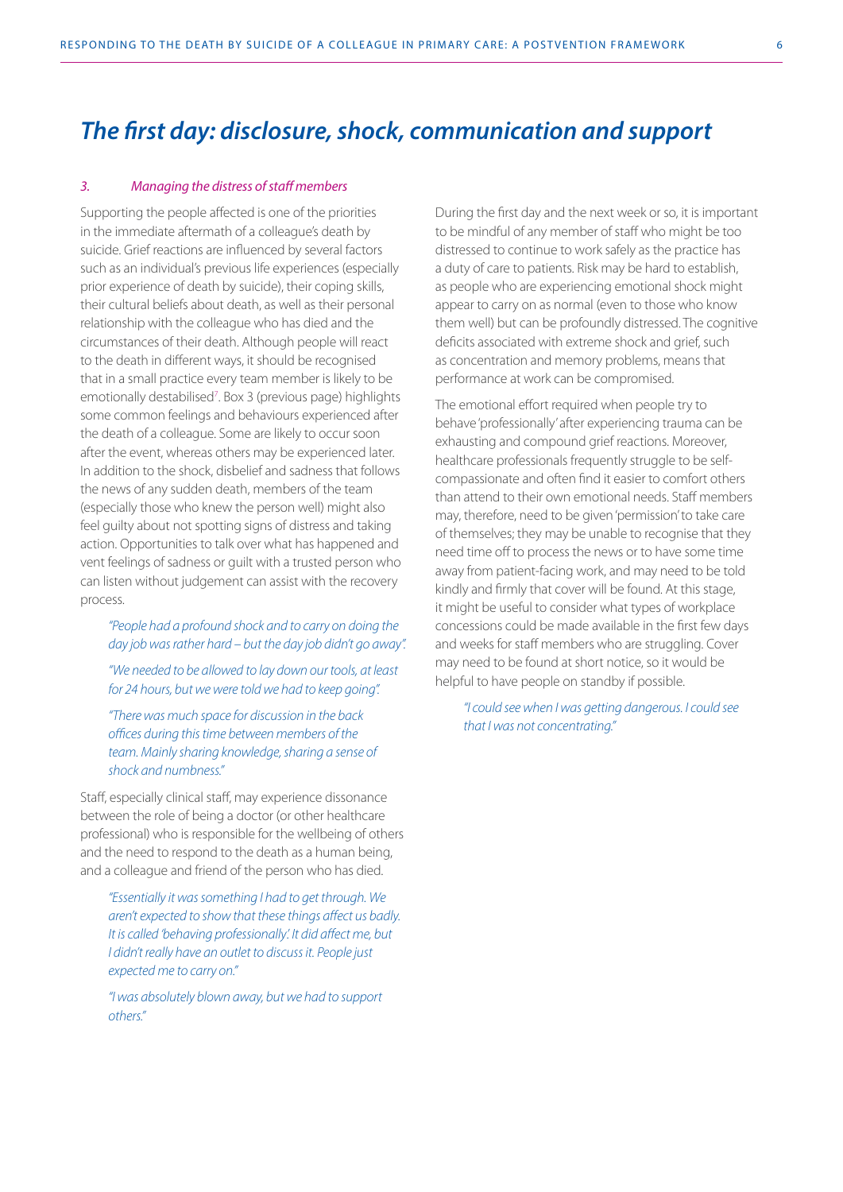## *The first day: disclosure, shock, communication and support*

### *3. Managing the distress of staff members*

Supporting the people affected is one of the priorities in the immediate aftermath of a colleague's death by suicide. Grief reactions are influenced by several factors such as an individual's previous life experiences (especially prior experience of death by suicide), their coping skills, their cultural beliefs about death, as well as their personal relationship with the colleague who has died and the circumstances of their death. Although people will react to the death in different ways, it should be recognised that in a small practice every team member is likely to be emotionally destabilised[7]. Box 3 (previous page) highlights some common feelings and behaviours experienced after the death of a colleague. Some are likely to occur soon after the event, whereas others may be experienced later. In addition to the shock, disbelief and sadness that follows the news of any sudden death, members of the team (especially those who knew the person well) might also feel guilty about not spotting signs of distress and taking action. Opportunities to talk over what has happened and vent feelings of sadness or guilt with a trusted person who can listen without judgement can assist with the recovery process.

> *"People had a profound shock and to carry on doing the day job was rather hard – but the day job didn't go away".*
>
> *"We needed to be allowed to lay down our tools, at least for 24 hours, but we were told we had to keep going".*
>
> *"There was much space for discussion in the back offices during this time between members of the team. Mainly sharing knowledge, sharing a sense of shock and numbness."*

Staff, especially clinical staff, may experience dissonance between the role of being a doctor (or other healthcare professional) who is responsible for the wellbeing of others and the need to respond to the death as a human being, and a colleague and friend of the person who has died.

> *"Essentially it was something I had to get through. We aren't expected to show that these things affect us badly. It is called 'behaving professionally'. It did affect me, but I didn't really have an outlet to discuss it. People just expected me to carry on."*
>
> *"I was absolutely blown away, but we had to support others."*

During the first day and the next week or so, it is important to be mindful of any member of staff who might be too distressed to continue to work safely as the practice has a duty of care to patients. Risk may be hard to establish, as people who are experiencing emotional shock might appear to carry on as normal (even to those who know them well) but can be profoundly distressed. The cognitive deficits associated with extreme shock and grief, such as concentration and memory problems, means that performance at work can be compromised.

The emotional effort required when people try to behave 'professionally' after experiencing trauma can be exhausting and compound grief reactions. Moreover, healthcare professionals frequently struggle to be self-compassionate and often find it easier to comfort others than attend to their own emotional needs. Staff members may, therefore, need to be given 'permission' to take care of themselves; they may be unable to recognise that they need time off to process the news or to have some time away from patient-facing work, and may need to be told kindly and firmly that cover will be found. At this stage, it might be useful to consider what types of workplace concessions could be made available in the first few days and weeks for staff members who are struggling. Cover may need to be found at short notice, so it would be helpful to have people on standby if possible.

> *"I could see when I was getting dangerous. I could see that I was not concentrating."*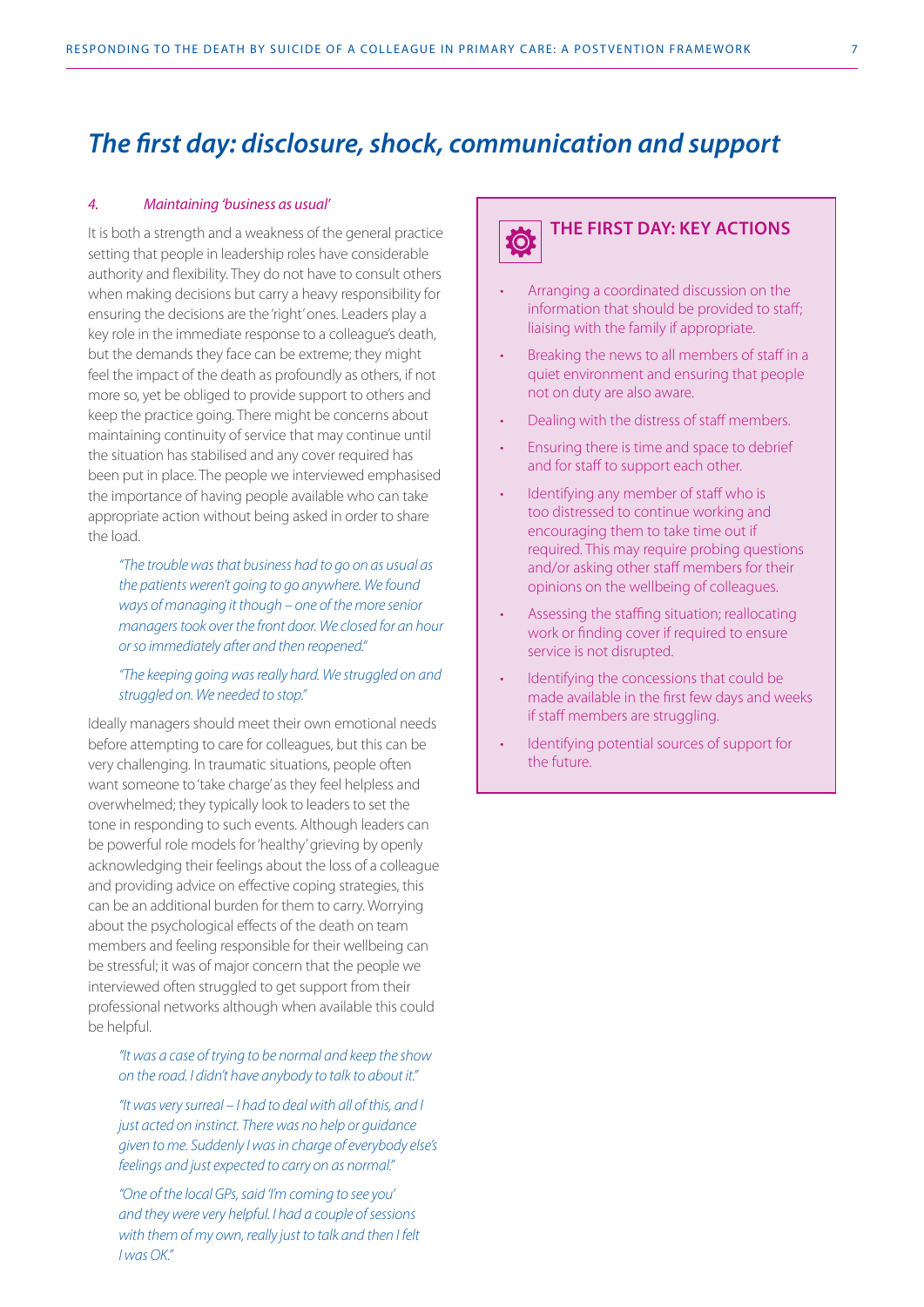# The first day: disclosure, shock, communication and support

*4. Maintaining 'business as usual'*

It is both a strength and a weakness of the general practice setting that people in leadership roles have considerable authority and flexibility. They do not have to consult others when making decisions but carry a heavy responsibility for ensuring the decisions are the 'right' ones. Leaders play a key role in the immediate response to a colleague's death, but the demands they face can be extreme; they might feel the impact of the death as profoundly as others, if not more so, yet be obliged to provide support to others and keep the practice going. There might be concerns about maintaining continuity of service that may continue until the situation has stabilised and any cover required has been put in place. The people we interviewed emphasised the importance of having people available who can take appropriate action without being asked in order to share the load.

> *"The trouble was that business had to go on as usual as the patients weren't going to go anywhere. We found ways of managing it though – one of the more senior managers took over the front door. We closed for an hour or so immediately after and then reopened."*

> *"The keeping going was really hard. We struggled on and struggled on. We needed to stop."*

Ideally managers should meet their own emotional needs before attempting to care for colleagues, but this can be very challenging. In traumatic situations, people often want someone to 'take charge' as they feel helpless and overwhelmed; they typically look to leaders to set the tone in responding to such events. Although leaders can be powerful role models for 'healthy' grieving by openly acknowledging their feelings about the loss of a colleague and providing advice on effective coping strategies, this can be an additional burden for them to carry. Worrying about the psychological effects of the death on team members and feeling responsible for their wellbeing can be stressful; it was of major concern that the people we interviewed often struggled to get support from their professional networks although when available this could be helpful.

> *"It was a case of trying to be normal and keep the show on the road. I didn't have anybody to talk to about it."*

> *"It was very surreal – I had to deal with all of this, and I just acted on instinct. There was no help or guidance given to me. Suddenly I was in charge of everybody else's feelings and just expected to carry on as normal."*

> *"One of the local GPs, said 'I'm coming to see you' and they were very helpful. I had a couple of sessions with them of my own, really just to talk and then I felt I was OK."*

## THE FIRST DAY: KEY ACTIONS

- Arranging a coordinated discussion on the information that should be provided to staff; liaising with the family if appropriate.
- Breaking the news to all members of staff in a quiet environment and ensuring that people not on duty are also aware.
- Dealing with the distress of staff members.
- Ensuring there is time and space to debrief and for staff to support each other.
- Identifying any member of staff who is too distressed to continue working and encouraging them to take time out if required. This may require probing questions and/or asking other staff members for their opinions on the wellbeing of colleagues.
- Assessing the staffing situation; reallocating work or finding cover if required to ensure service is not disrupted.
- Identifying the concessions that could be made available in the first few days and weeks if staff members are struggling.
- Identifying potential sources of support for the future.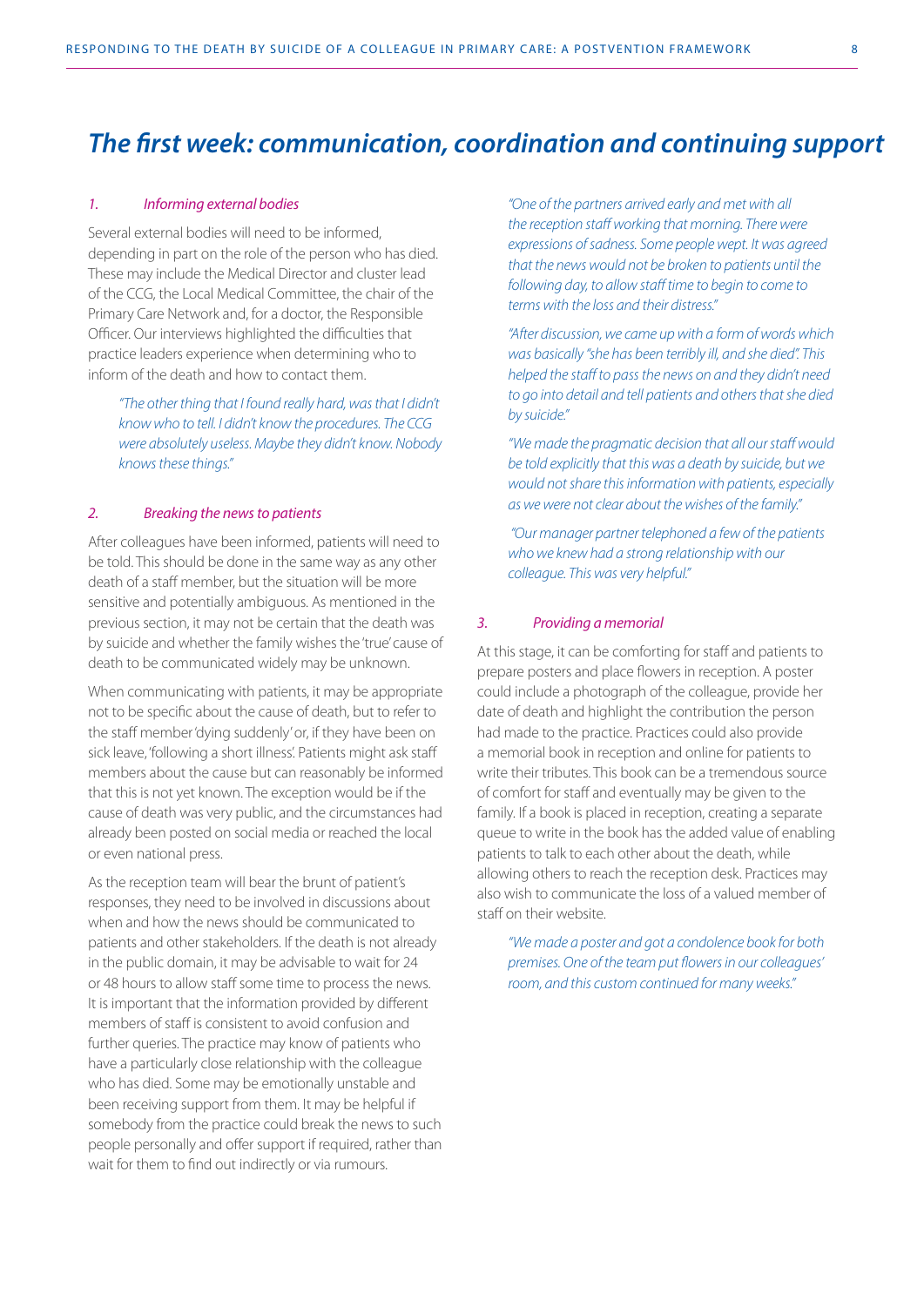## *The first week: communication, coordination and continuing support*

### *1. Informing external bodies*

Several external bodies will need to be informed, depending in part on the role of the person who has died. These may include the Medical Director and cluster lead of the CCG, the Local Medical Committee, the chair of the Primary Care Network and, for a doctor, the Responsible Officer. Our interviews highlighted the difficulties that practice leaders experience when determining who to inform of the death and how to contact them.

> *"The other thing that I found really hard, was that I didn't know who to tell. I didn't know the procedures. The CCG were absolutely useless. Maybe they didn't know. Nobody knows these things."*

### *2. Breaking the news to patients*

After colleagues have been informed, patients will need to be told. This should be done in the same way as any other death of a staff member, but the situation will be more sensitive and potentially ambiguous. As mentioned in the previous section, it may not be certain that the death was by suicide and whether the family wishes the 'true' cause of death to be communicated widely may be unknown.

When communicating with patients, it may be appropriate not to be specific about the cause of death, but to refer to the staff member 'dying suddenly' or, if they have been on sick leave, 'following a short illness'. Patients might ask staff members about the cause but can reasonably be informed that this is not yet known. The exception would be if the cause of death was very public, and the circumstances had already been posted on social media or reached the local or even national press.

As the reception team will bear the brunt of patient's responses, they need to be involved in discussions about when and how the news should be communicated to patients and other stakeholders. If the death is not already in the public domain, it may be advisable to wait for 24 or 48 hours to allow staff some time to process the news. It is important that the information provided by different members of staff is consistent to avoid confusion and further queries. The practice may know of patients who have a particularly close relationship with the colleague who has died. Some may be emotionally unstable and been receiving support from them. It may be helpful if somebody from the practice could break the news to such people personally and offer support if required, rather than wait for them to find out indirectly or via rumours.

> *"One of the partners arrived early and met with all the reception staff working that morning. There were expressions of sadness. Some people wept. It was agreed that the news would not be broken to patients until the following day, to allow staff time to begin to come to terms with the loss and their distress."*

> *"After discussion, we came up with a form of words which was basically "she has been terribly ill, and she died". This helped the staff to pass the news on and they didn't need to go into detail and tell patients and others that she died by suicide."*

> *"We made the pragmatic decision that all our staff would be told explicitly that this was a death by suicide, but we would not share this information with patients, especially as we were not clear about the wishes of the family."*

> *"Our manager partner telephoned a few of the patients who we knew had a strong relationship with our colleague. This was very helpful."*

### *3. Providing a memorial*

At this stage, it can be comforting for staff and patients to prepare posters and place flowers in reception. A poster could include a photograph of the colleague, provide her date of death and highlight the contribution the person had made to the practice. Practices could also provide a memorial book in reception and online for patients to write their tributes. This book can be a tremendous source of comfort for staff and eventually may be given to the family. If a book is placed in reception, creating a separate queue to write in the book has the added value of enabling patients to talk to each other about the death, while allowing others to reach the reception desk. Practices may also wish to communicate the loss of a valued member of staff on their website.

> *"We made a poster and got a condolence book for both premises. One of the team put flowers in our colleagues' room, and this custom continued for many weeks."*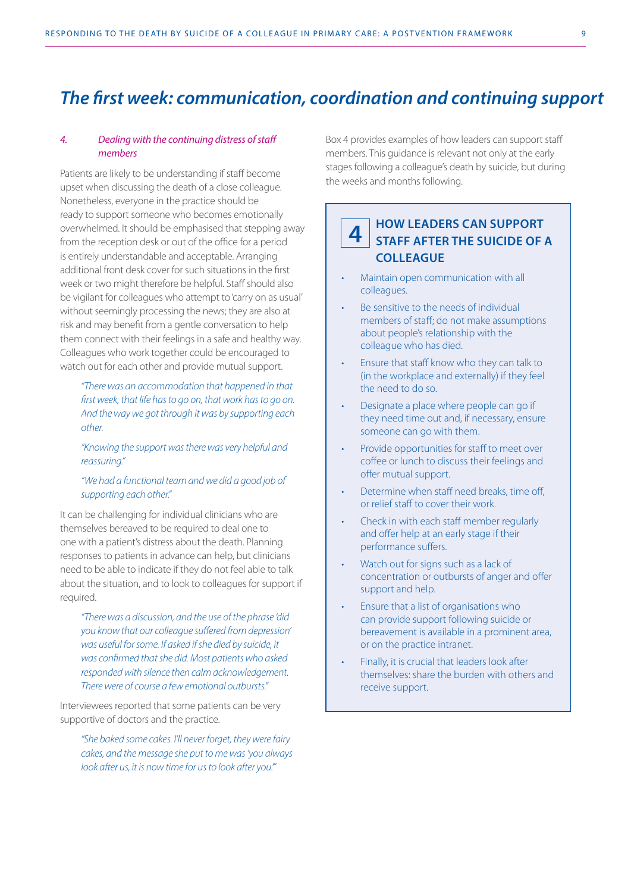# *The first week: communication, coordination and continuing support*

### *4. Dealing with the continuing distress of staff members*

Patients are likely to be understanding if staff become upset when discussing the death of a close colleague. Nonetheless, everyone in the practice should be ready to support someone who becomes emotionally overwhelmed. It should be emphasised that stepping away from the reception desk or out of the office for a period is entirely understandable and acceptable. Arranging additional front desk cover for such situations in the first week or two might therefore be helpful. Staff should also be vigilant for colleagues who attempt to 'carry on as usual' without seemingly processing the news; they are also at risk and may benefit from a gentle conversation to help them connect with their feelings in a safe and healthy way. Colleagues who work together could be encouraged to watch out for each other and provide mutual support.

> *"There was an accommodation that happened in that first week, that life has to go on, that work has to go on. And the way we got through it was by supporting each other.*

> *"Knowing the support was there was very helpful and reassuring."*

> *"We had a functional team and we did a good job of supporting each other."*

It can be challenging for individual clinicians who are themselves bereaved to be required to deal one to one with a patient's distress about the death. Planning responses to patients in advance can help, but clinicians need to be able to indicate if they do not feel able to talk about the situation, and to look to colleagues for support if required.

> *"There was a discussion, and the use of the phrase 'did you know that our colleague suffered from depression' was useful for some. If asked if she died by suicide, it was confirmed that she did. Most patients who asked responded with silence then calm acknowledgement. There were of course a few emotional outbursts."*

Interviewees reported that some patients can be very supportive of doctors and the practice.

> *"She baked some cakes. I'll never forget, they were fairy cakes, and the message she put to me was 'you always look after us, it is now time for us to look after you.'"*

Box 4 provides examples of how leaders can support staff members. This guidance is relevant not only at the early stages following a colleague's death by suicide, but during the weeks and months following.

> **4 HOW LEADERS CAN SUPPORT STAFF AFTER THE SUICIDE OF A COLLEAGUE**
>
> - Maintain open communication with all colleagues.
> - Be sensitive to the needs of individual members of staff; do not make assumptions about people's relationship with the colleague who has died.
> - Ensure that staff know who they can talk to (in the workplace and externally) if they feel the need to do so.
> - Designate a place where people can go if they need time out and, if necessary, ensure someone can go with them.
> - Provide opportunities for staff to meet over coffee or lunch to discuss their feelings and offer mutual support.
> - Determine when staff need breaks, time off, or relief staff to cover their work.
> - Check in with each staff member regularly and offer help at an early stage if their performance suffers.
> - Watch out for signs such as a lack of concentration or outbursts of anger and offer support and help.
> - Ensure that a list of organisations who can provide support following suicide or bereavement is available in a prominent area, or on the practice intranet.
> - Finally, it is crucial that leaders look after themselves: share the burden with others and receive support.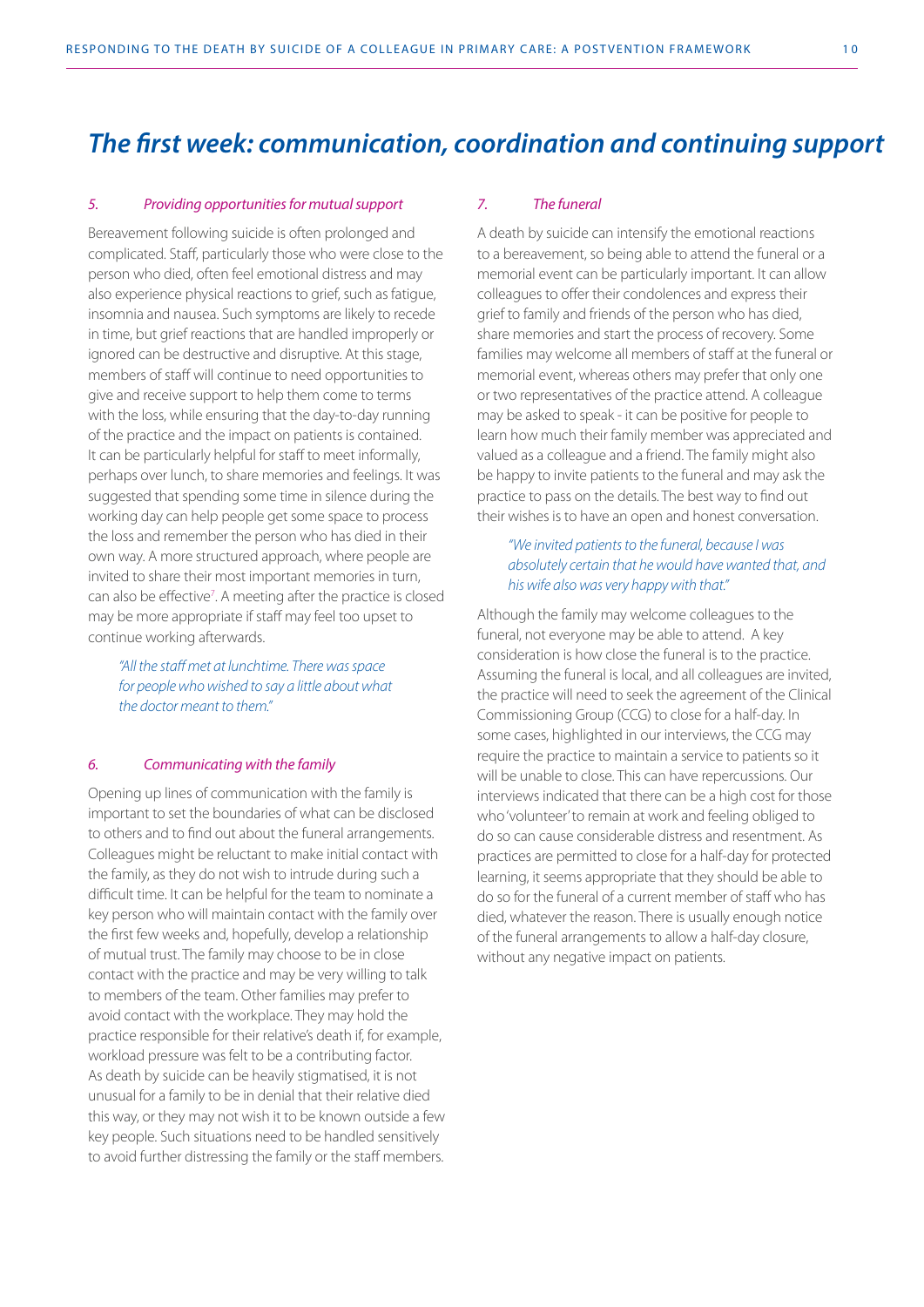## *The first week: communication, coordination and continuing support*

### *5. Providing opportunities for mutual support*

Bereavement following suicide is often prolonged and complicated. Staff, particularly those who were close to the person who died, often feel emotional distress and may also experience physical reactions to grief, such as fatigue, insomnia and nausea. Such symptoms are likely to recede in time, but grief reactions that are handled improperly or ignored can be destructive and disruptive. At this stage, members of staff will continue to need opportunities to give and receive support to help them come to terms with the loss, while ensuring that the day-to-day running of the practice and the impact on patients is contained. It can be particularly helpful for staff to meet informally, perhaps over lunch, to share memories and feelings. It was suggested that spending some time in silence during the working day can help people get some space to process the loss and remember the person who has died in their own way. A more structured approach, where people are invited to share their most important memories in turn, can also be effective[7]. A meeting after the practice is closed may be more appropriate if staff may feel too upset to continue working afterwards.

> *"All the staff met at lunchtime. There was space for people who wished to say a little about what the doctor meant to them."*

### *6. Communicating with the family*

Opening up lines of communication with the family is important to set the boundaries of what can be disclosed to others and to find out about the funeral arrangements. Colleagues might be reluctant to make initial contact with the family, as they do not wish to intrude during such a difficult time. It can be helpful for the team to nominate a key person who will maintain contact with the family over the first few weeks and, hopefully, develop a relationship of mutual trust. The family may choose to be in close contact with the practice and may be very willing to talk to members of the team. Other families may prefer to avoid contact with the workplace. They may hold the practice responsible for their relative's death if, for example, workload pressure was felt to be a contributing factor. As death by suicide can be heavily stigmatised, it is not unusual for a family to be in denial that their relative died this way, or they may not wish it to be known outside a few key people. Such situations need to be handled sensitively to avoid further distressing the family or the staff members.

### *7. The funeral*

A death by suicide can intensify the emotional reactions to a bereavement, so being able to attend the funeral or a memorial event can be particularly important. It can allow colleagues to offer their condolences and express their grief to family and friends of the person who has died, share memories and start the process of recovery. Some families may welcome all members of staff at the funeral or memorial event, whereas others may prefer that only one or two representatives of the practice attend. A colleague may be asked to speak - it can be positive for people to learn how much their family member was appreciated and valued as a colleague and a friend. The family might also be happy to invite patients to the funeral and may ask the practice to pass on the details. The best way to find out their wishes is to have an open and honest conversation.

> *"We invited patients to the funeral, because I was absolutely certain that he would have wanted that, and his wife also was very happy with that."*

Although the family may welcome colleagues to the funeral, not everyone may be able to attend. A key consideration is how close the funeral is to the practice. Assuming the funeral is local, and all colleagues are invited, the practice will need to seek the agreement of the Clinical Commissioning Group (CCG) to close for a half-day. In some cases, highlighted in our interviews, the CCG may require the practice to maintain a service to patients so it will be unable to close. This can have repercussions. Our interviews indicated that there can be a high cost for those who 'volunteer' to remain at work and feeling obliged to do so can cause considerable distress and resentment. As practices are permitted to close for a half-day for protected learning, it seems appropriate that they should be able to do so for the funeral of a current member of staff who has died, whatever the reason. There is usually enough notice of the funeral arrangements to allow a half-day closure, without any negative impact on patients.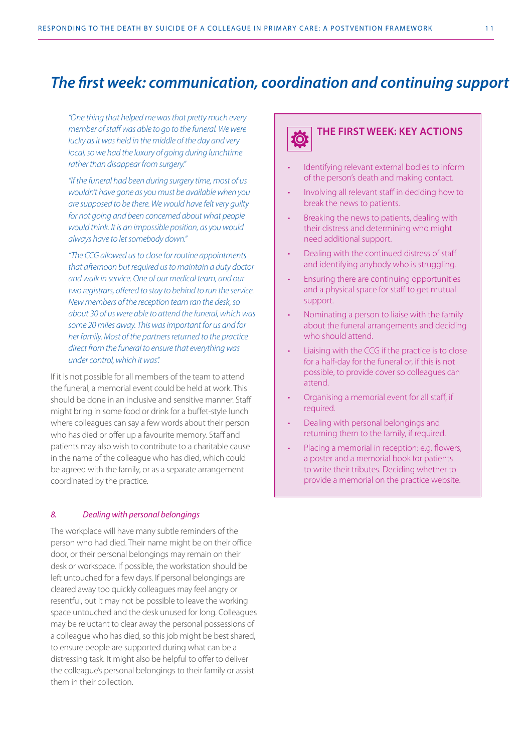# *The first week: communication, coordination and continuing support*

*"One thing that helped me was that pretty much every member of staff was able to go to the funeral. We were lucky as it was held in the middle of the day and very local, so we had the luxury of going during lunchtime rather than disappear from surgery."*

*"If the funeral had been during surgery time, most of us wouldn't have gone as you must be available when you are supposed to be there. We would have felt very guilty for not going and been concerned about what people would think. It is an impossible position, as you would always have to let somebody down."*

*"The CCG allowed us to close for routine appointments that afternoon but required us to maintain a duty doctor and walk in service. One of our medical team, and our two registrars, offered to stay to behind to run the service. New members of the reception team ran the desk, so about 30 of us were able to attend the funeral, which was some 20 miles away. This was important for us and for her family. Most of the partners returned to the practice direct from the funeral to ensure that everything was under control, which it was".*

If it is not possible for all members of the team to attend the funeral, a memorial event could be held at work. This should be done in an inclusive and sensitive manner. Staff might bring in some food or drink for a buffet-style lunch where colleagues can say a few words about their person who has died or offer up a favourite memory. Staff and patients may also wish to contribute to a charitable cause in the name of the colleague who has died, which could be agreed with the family, or as a separate arrangement coordinated by the practice.

### *8. Dealing with personal belongings*

The workplace will have many subtle reminders of the person who had died. Their name might be on their office door, or their personal belongings may remain on their desk or workspace. If possible, the workstation should be left untouched for a few days. If personal belongings are cleared away too quickly colleagues may feel angry or resentful, but it may not be possible to leave the working space untouched and the desk unused for long. Colleagues may be reluctant to clear away the personal possessions of a colleague who has died, so this job might be best shared, to ensure people are supported during what can be a distressing task. It might also be helpful to offer to deliver the colleague's personal belongings to their family or assist them in their collection.

### THE FIRST WEEK: KEY ACTIONS

- Identifying relevant external bodies to inform of the person's death and making contact.
- Involving all relevant staff in deciding how to break the news to patients.
- Breaking the news to patients, dealing with their distress and determining who might need additional support.
- Dealing with the continued distress of staff and identifying anybody who is struggling.
- Ensuring there are continuing opportunities and a physical space for staff to get mutual support.
- Nominating a person to liaise with the family about the funeral arrangements and deciding who should attend.
- Liaising with the CCG if the practice is to close for a half-day for the funeral or, if this is not possible, to provide cover so colleagues can attend.
- Organising a memorial event for all staff, if required.
- Dealing with personal belongings and returning them to the family, if required.
- Placing a memorial in reception: e.g. flowers, a poster and a memorial book for patients to write their tributes. Deciding whether to provide a memorial on the practice website.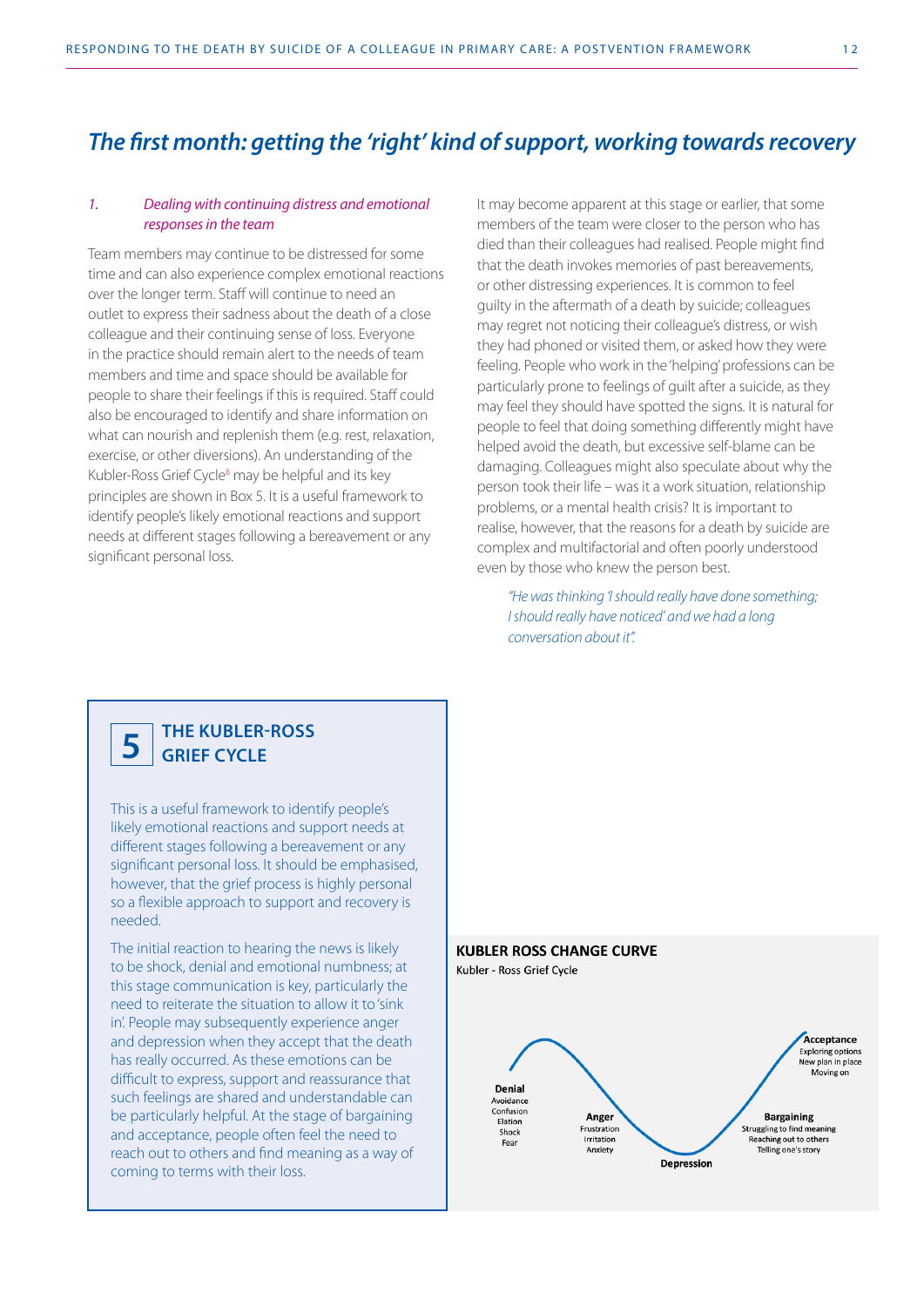## The first month: getting the 'right' kind of support, working towards recovery

### 1. Dealing with continuing distress and emotional responses in the team

Team members may continue to be distressed for some time and can also experience complex emotional reactions over the longer term. Staff will continue to need an outlet to express their sadness about the death of a close colleague and their continuing sense of loss. Everyone in the practice should remain alert to the needs of team members and time and space should be available for people to share their feelings if this is required. Staff could also be encouraged to identify and share information on what can nourish and replenish them (e.g. rest, relaxation, exercise, or other diversions). An understanding of the Kubler-Ross Grief Cycle[8] may be helpful and its key principles are shown in Box 5. It is a useful framework to identify people's likely emotional reactions and support needs at different stages following a bereavement or any significant personal loss.

It may become apparent at this stage or earlier, that some members of the team were closer to the person who has died than their colleagues had realised. People might find that the death invokes memories of past bereavements, or other distressing experiences. It is common to feel guilty in the aftermath of a death by suicide; colleagues may regret not noticing their colleague's distress, or wish they had phoned or visited them, or asked how they were feeling. People who work in the 'helping' professions can be particularly prone to feelings of guilt after a suicide, as they may feel they should have spotted the signs. It is natural for people to feel that doing something differently might have helped avoid the death, but excessive self-blame can be damaging. Colleagues might also speculate about why the person took their life – was it a work situation, relationship problems, or a mental health crisis? It is important to realise, however, that the reasons for a death by suicide are complex and multifactorial and often poorly understood even by those who knew the person best.

> *"He was thinking 'I should really have done something; I should really have noticed' and we had a long conversation about it".*

### 5 THE KUBLER-ROSS GRIEF CYCLE

This is a useful framework to identify people's likely emotional reactions and support needs at different stages following a bereavement or any significant personal loss. It should be emphasised, however, that the grief process is highly personal so a flexible approach to support and recovery is needed.

The initial reaction to hearing the news is likely to be shock, denial and emotional numbness; at this stage communication is key, particularly the need to reiterate the situation to allow it to 'sink in'. People may subsequently experience anger and depression when they accept that the death has really occurred. As these emotions can be difficult to express, support and reassurance that such feelings are shared and understandable can be particularly helpful. At the stage of bargaining and acceptance, people often feel the need to reach out to others and find meaning as a way of coming to terms with their loss.

**KUBLER ROSS CHANGE CURVE**

Kubler - Ross Grief Cycle

**Denial**: Avoidance, Confusion, Elation, Shock, Fear

**Anger**: Frustration, Irritation, Anxiety

**Depression**

**Bargaining**: Struggling to find meaning, Reaching out to others, Telling one's story

**Acceptance**: Exploring options, New plan in place, Moving on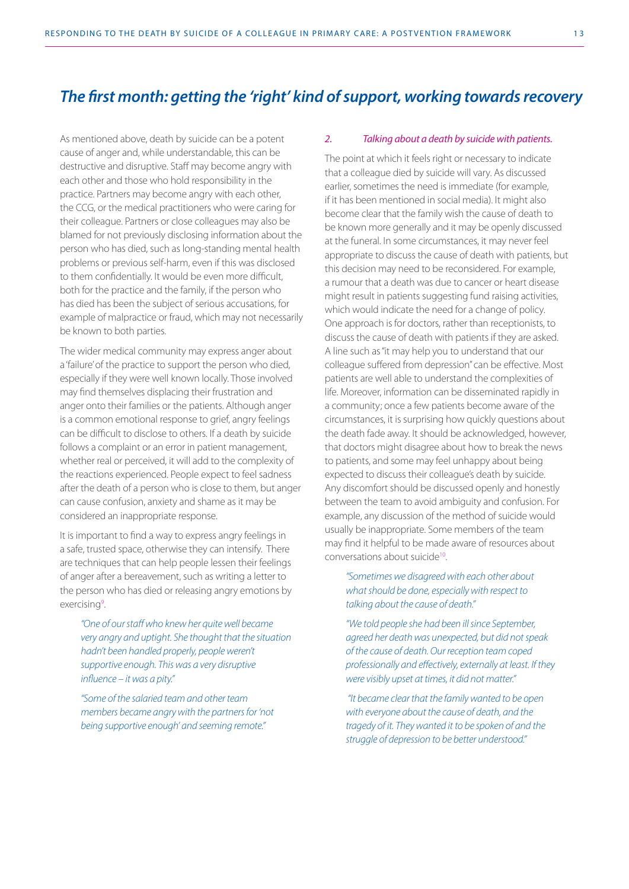## *The first month: getting the 'right' kind of support, working towards recovery*

As mentioned above, death by suicide can be a potent cause of anger and, while understandable, this can be destructive and disruptive. Staff may become angry with each other and those who hold responsibility in the practice. Partners may become angry with each other, the CCG, or the medical practitioners who were caring for their colleague. Partners or close colleagues may also be blamed for not previously disclosing information about the person who has died, such as long-standing mental health problems or previous self-harm, even if this was disclosed to them confidentially. It would be even more difficult, both for the practice and the family, if the person who has died has been the subject of serious accusations, for example of malpractice or fraud, which may not necessarily be known to both parties.

The wider medical community may express anger about a 'failure' of the practice to support the person who died, especially if they were well known locally. Those involved may find themselves displacing their frustration and anger onto their families or the patients. Although anger is a common emotional response to grief, angry feelings can be difficult to disclose to others. If a death by suicide follows a complaint or an error in patient management, whether real or perceived, it will add to the complexity of the reactions experienced. People expect to feel sadness after the death of a person who is close to them, but anger can cause confusion, anxiety and shame as it may be considered an inappropriate response.

It is important to find a way to express angry feelings in a safe, trusted space, otherwise they can intensify. There are techniques that can help people lessen their feelings of anger after a bereavement, such as writing a letter to the person who has died or releasing angry emotions by exercising[9].

> *"One of our staff who knew her quite well became very angry and uptight. She thought that the situation hadn't been handled properly, people weren't supportive enough. This was a very disruptive influence – it was a pity."*
>
> *"Some of the salaried team and other team members became angry with the partners for 'not being supportive enough' and seeming remote."*

*2. Talking about a death by suicide with patients.*

The point at which it feels right or necessary to indicate that a colleague died by suicide will vary. As discussed earlier, sometimes the need is immediate (for example, if it has been mentioned in social media). It might also become clear that the family wish the cause of death to be known more generally and it may be openly discussed at the funeral. In some circumstances, it may never feel appropriate to discuss the cause of death with patients, but this decision may need to be reconsidered. For example, a rumour that a death was due to cancer or heart disease might result in patients suggesting fund raising activities, which would indicate the need for a change of policy. One approach is for doctors, rather than receptionists, to discuss the cause of death with patients if they are asked. A line such as "it may help you to understand that our colleague suffered from depression" can be effective. Most patients are well able to understand the complexities of life. Moreover, information can be disseminated rapidly in a community; once a few patients become aware of the circumstances, it is surprising how quickly questions about the death fade away. It should be acknowledged, however, that doctors might disagree about how to break the news to patients, and some may feel unhappy about being expected to discuss their colleague's death by suicide. Any discomfort should be discussed openly and honestly between the team to avoid ambiguity and confusion. For example, any discussion of the method of suicide would usually be inappropriate. Some members of the team may find it helpful to be made aware of resources about conversations about suicide[10].

> *"Sometimes we disagreed with each other about what should be done, especially with respect to talking about the cause of death."*
>
> *"We told people she had been ill since September, agreed her death was unexpected, but did not speak of the cause of death. Our reception team coped professionally and effectively, externally at least. If they were visibly upset at times, it did not matter."*
>
> *"It became clear that the family wanted to be open with everyone about the cause of death, and the tragedy of it. They wanted it to be spoken of and the struggle of depression to be better understood."*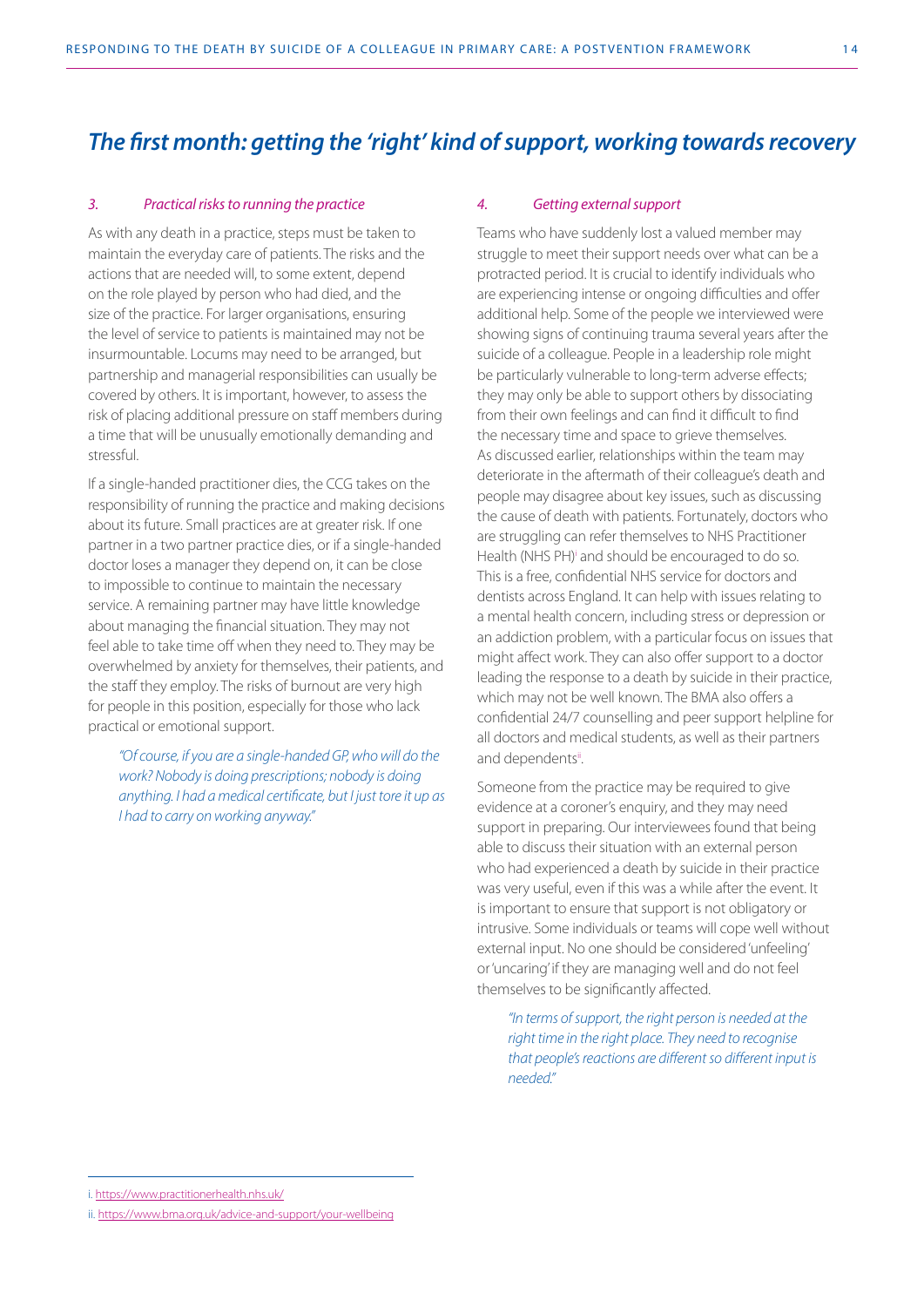## *The first month: getting the 'right' kind of support, working towards recovery*

### *3. Practical risks to running the practice*

As with any death in a practice, steps must be taken to maintain the everyday care of patients. The risks and the actions that are needed will, to some extent, depend on the role played by person who had died, and the size of the practice. For larger organisations, ensuring the level of service to patients is maintained may not be insurmountable. Locums may need to be arranged, but partnership and managerial responsibilities can usually be covered by others. It is important, however, to assess the risk of placing additional pressure on staff members during a time that will be unusually emotionally demanding and stressful.

If a single-handed practitioner dies, the CCG takes on the responsibility of running the practice and making decisions about its future. Small practices are at greater risk. If one partner in a two partner practice dies, or if a single-handed doctor loses a manager they depend on, it can be close to impossible to continue to maintain the necessary service. A remaining partner may have little knowledge about managing the financial situation. They may not feel able to take time off when they need to. They may be overwhelmed by anxiety for themselves, their patients, and the staff they employ. The risks of burnout are very high for people in this position, especially for those who lack practical or emotional support.

> *"Of course, if you are a single-handed GP, who will do the work? Nobody is doing prescriptions; nobody is doing anything. I had a medical certificate, but I just tore it up as I had to carry on working anyway."*

### *4. Getting external support*

Teams who have suddenly lost a valued member may struggle to meet their support needs over what can be a protracted period. It is crucial to identify individuals who are experiencing intense or ongoing difficulties and offer additional help. Some of the people we interviewed were showing signs of continuing trauma several years after the suicide of a colleague. People in a leadership role might be particularly vulnerable to long-term adverse effects; they may only be able to support others by dissociating from their own feelings and can find it difficult to find the necessary time and space to grieve themselves. As discussed earlier, relationships within the team may deteriorate in the aftermath of their colleague's death and people may disagree about key issues, such as discussing the cause of death with patients. Fortunately, doctors who are struggling can refer themselves to NHS Practitioner Health (NHS PH)[i] and should be encouraged to do so. This is a free, confidential NHS service for doctors and dentists across England. It can help with issues relating to a mental health concern, including stress or depression or an addiction problem, with a particular focus on issues that might affect work. They can also offer support to a doctor leading the response to a death by suicide in their practice, which may not be well known. The BMA also offers a confidential 24/7 counselling and peer support helpline for all doctors and medical students, as well as their partners and dependents[ii].

Someone from the practice may be required to give evidence at a coroner's enquiry, and they may need support in preparing. Our interviewees found that being able to discuss their situation with an external person who had experienced a death by suicide in their practice was very useful, even if this was a while after the event. It is important to ensure that support is not obligatory or intrusive. Some individuals or teams will cope well without external input. No one should be considered 'unfeeling' or 'uncaring' if they are managing well and do not feel themselves to be significantly affected.

> *"In terms of support, the right person is needed at the right time in the right place. They need to recognise that people's reactions are different so different input is needed."*

---

i. https://www.practitionerhealth.nhs.uk/

ii. https://www.bma.org.uk/advice-and-support/your-wellbeing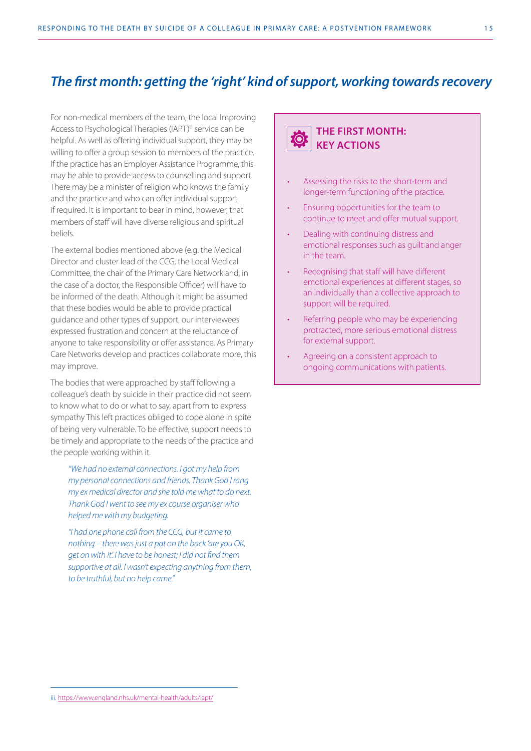## *The first month: getting the 'right' kind of support, working towards recovery*

For non-medical members of the team, the local Improving Access to Psychological Therapies (IAPT)[iii] service can be helpful. As well as offering individual support, they may be willing to offer a group session to members of the practice. If the practice has an Employer Assistance Programme, this may be able to provide access to counselling and support. There may be a minister of religion who knows the family and the practice and who can offer individual support if required. It is important to bear in mind, however, that members of staff will have diverse religious and spiritual beliefs.

The external bodies mentioned above (e.g. the Medical Director and cluster lead of the CCG, the Local Medical Committee, the chair of the Primary Care Network and, in the case of a doctor, the Responsible Officer) will have to be informed of the death. Although it might be assumed that these bodies would be able to provide practical guidance and other types of support, our interviewees expressed frustration and concern at the reluctance of anyone to take responsibility or offer assistance. As Primary Care Networks develop and practices collaborate more, this may improve.

The bodies that were approached by staff following a colleague's death by suicide in their practice did not seem to know what to do or what to say, apart from to express sympathy This left practices obliged to cope alone in spite of being very vulnerable. To be effective, support needs to be timely and appropriate to the needs of the practice and the people working within it.

> *"We had no external connections. I got my help from my personal connections and friends. Thank God I rang my ex medical director and she told me what to do next. Thank God I went to see my ex course organiser who helped me with my budgeting.*
>
> *"I had one phone call from the CCG, but it came to nothing – there was just a pat on the back 'are you OK, get on with it'. I have to be honest; I did not find them supportive at all. I wasn't expecting anything from them, to be truthful, but no help came."*

### THE FIRST MONTH: KEY ACTIONS

- Assessing the risks to the short-term and longer-term functioning of the practice.
- Ensuring opportunities for the team to continue to meet and offer mutual support.
- Dealing with continuing distress and emotional responses such as guilt and anger in the team.
- Recognising that staff will have different emotional experiences at different stages, so an individually than a collective approach to support will be required.
- Referring people who may be experiencing protracted, more serious emotional distress for external support.
- Agreeing on a consistent approach to ongoing communications with patients.

iii. https://www.england.nhs.uk/mental-health/adults/iapt/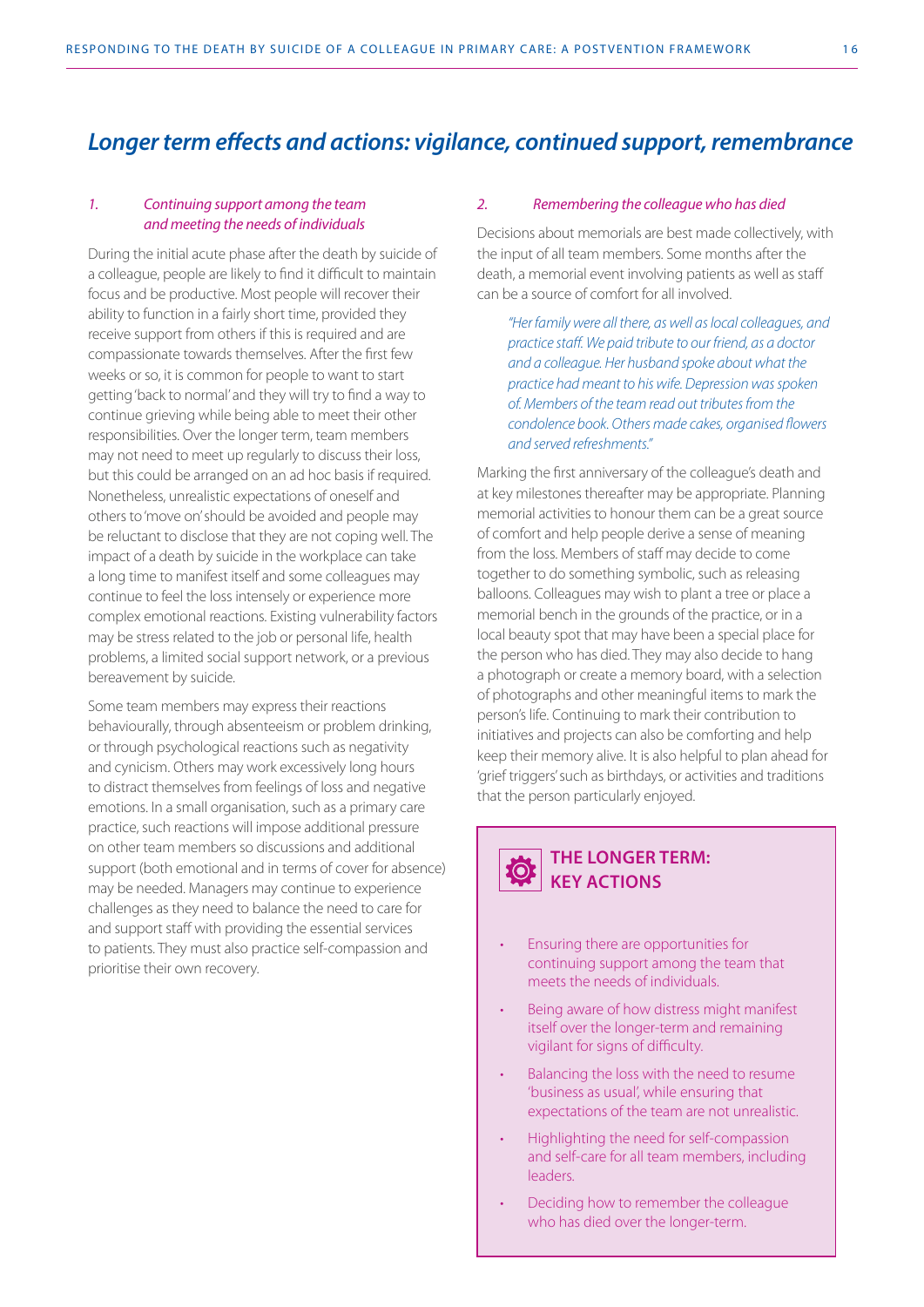## *Longer term effects and actions: vigilance, continued support, remembrance*

### *1. Continuing support among the team and meeting the needs of individuals*

During the initial acute phase after the death by suicide of a colleague, people are likely to find it difficult to maintain focus and be productive. Most people will recover their ability to function in a fairly short time, provided they receive support from others if this is required and are compassionate towards themselves. After the first few weeks or so, it is common for people to want to start getting 'back to normal' and they will try to find a way to continue grieving while being able to meet their other responsibilities. Over the longer term, team members may not need to meet up regularly to discuss their loss, but this could be arranged on an ad hoc basis if required. Nonetheless, unrealistic expectations of oneself and others to 'move on' should be avoided and people may be reluctant to disclose that they are not coping well. The impact of a death by suicide in the workplace can take a long time to manifest itself and some colleagues may continue to feel the loss intensely or experience more complex emotional reactions. Existing vulnerability factors may be stress related to the job or personal life, health problems, a limited social support network, or a previous bereavement by suicide.

Some team members may express their reactions behaviourally, through absenteeism or problem drinking, or through psychological reactions such as negativity and cynicism. Others may work excessively long hours to distract themselves from feelings of loss and negative emotions. In a small organisation, such as a primary care practice, such reactions will impose additional pressure on other team members so discussions and additional support (both emotional and in terms of cover for absence) may be needed. Managers may continue to experience challenges as they need to balance the need to care for and support staff with providing the essential services to patients. They must also practice self-compassion and prioritise their own recovery.

### *2. Remembering the colleague who has died*

Decisions about memorials are best made collectively, with the input of all team members. Some months after the death, a memorial event involving patients as well as staff can be a source of comfort for all involved.

> *"Her family were all there, as well as local colleagues, and practice staff. We paid tribute to our friend, as a doctor and a colleague. Her husband spoke about what the practice had meant to his wife. Depression was spoken of. Members of the team read out tributes from the condolence book. Others made cakes, organised flowers and served refreshments."*

Marking the first anniversary of the colleague's death and at key milestones thereafter may be appropriate. Planning memorial activities to honour them can be a great source of comfort and help people derive a sense of meaning from the loss. Members of staff may decide to come together to do something symbolic, such as releasing balloons. Colleagues may wish to plant a tree or place a memorial bench in the grounds of the practice, or in a local beauty spot that may have been a special place for the person who has died. They may also decide to hang a photograph or create a memory board, with a selection of photographs and other meaningful items to mark the person's life. Continuing to mark their contribution to initiatives and projects can also be comforting and help keep their memory alive. It is also helpful to plan ahead for 'grief triggers' such as birthdays, or activities and traditions that the person particularly enjoyed.

### THE LONGER TERM: KEY ACTIONS

- Ensuring there are opportunities for continuing support among the team that meets the needs of individuals.
- Being aware of how distress might manifest itself over the longer-term and remaining vigilant for signs of difficulty.
- Balancing the loss with the need to resume 'business as usual', while ensuring that expectations of the team are not unrealistic.
- Highlighting the need for self-compassion and self-care for all team members, including leaders.
- Deciding how to remember the colleague who has died over the longer-term.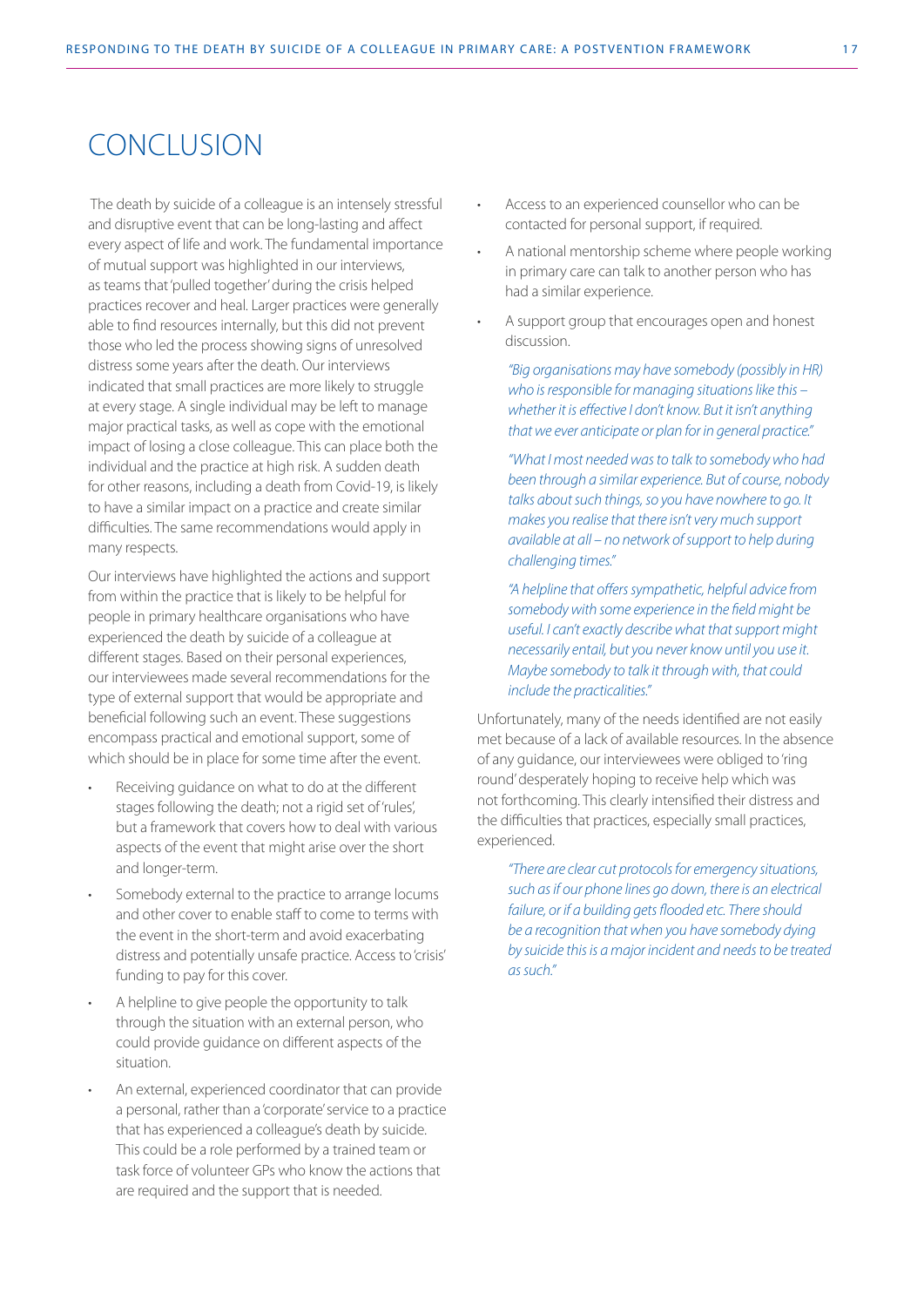# CONCLUSION

The death by suicide of a colleague is an intensely stressful and disruptive event that can be long-lasting and affect every aspect of life and work. The fundamental importance of mutual support was highlighted in our interviews, as teams that 'pulled together' during the crisis helped practices recover and heal. Larger practices were generally able to find resources internally, but this did not prevent those who led the process showing signs of unresolved distress some years after the death. Our interviews indicated that small practices are more likely to struggle at every stage. A single individual may be left to manage major practical tasks, as well as cope with the emotional impact of losing a close colleague. This can place both the individual and the practice at high risk. A sudden death for other reasons, including a death from Covid-19, is likely to have a similar impact on a practice and create similar difficulties. The same recommendations would apply in many respects.

Our interviews have highlighted the actions and support from within the practice that is likely to be helpful for people in primary healthcare organisations who have experienced the death by suicide of a colleague at different stages. Based on their personal experiences, our interviewees made several recommendations for the type of external support that would be appropriate and beneficial following such an event. These suggestions encompass practical and emotional support, some of which should be in place for some time after the event.

- Receiving guidance on what to do at the different stages following the death; not a rigid set of 'rules', but a framework that covers how to deal with various aspects of the event that might arise over the short and longer-term.
- Somebody external to the practice to arrange locums and other cover to enable staff to come to terms with the event in the short-term and avoid exacerbating distress and potentially unsafe practice. Access to 'crisis' funding to pay for this cover.
- A helpline to give people the opportunity to talk through the situation with an external person, who could provide guidance on different aspects of the situation.
- An external, experienced coordinator that can provide a personal, rather than a 'corporate' service to a practice that has experienced a colleague's death by suicide. This could be a role performed by a trained team or task force of volunteer GPs who know the actions that are required and the support that is needed.
- Access to an experienced counsellor who can be contacted for personal support, if required.
- A national mentorship scheme where people working in primary care can talk to another person who has had a similar experience.
- A support group that encourages open and honest discussion.

> *"Big organisations may have somebody (possibly in HR) who is responsible for managing situations like this – whether it is effective I don't know. But it isn't anything that we ever anticipate or plan for in general practice."*

> *"What I most needed was to talk to somebody who had been through a similar experience. But of course, nobody talks about such things, so you have nowhere to go. It makes you realise that there isn't very much support available at all – no network of support to help during challenging times."*

> *"A helpline that offers sympathetic, helpful advice from somebody with some experience in the field might be useful. I can't exactly describe what that support might necessarily entail, but you never know until you use it. Maybe somebody to talk it through with, that could include the practicalities."*

Unfortunately, many of the needs identified are not easily met because of a lack of available resources. In the absence of any guidance, our interviewees were obliged to 'ring round' desperately hoping to receive help which was not forthcoming. This clearly intensified their distress and the difficulties that practices, especially small practices, experienced.

> *"There are clear cut protocols for emergency situations, such as if our phone lines go down, there is an electrical failure, or if a building gets flooded etc. There should be a recognition that when you have somebody dying by suicide this is a major incident and needs to be treated as such."*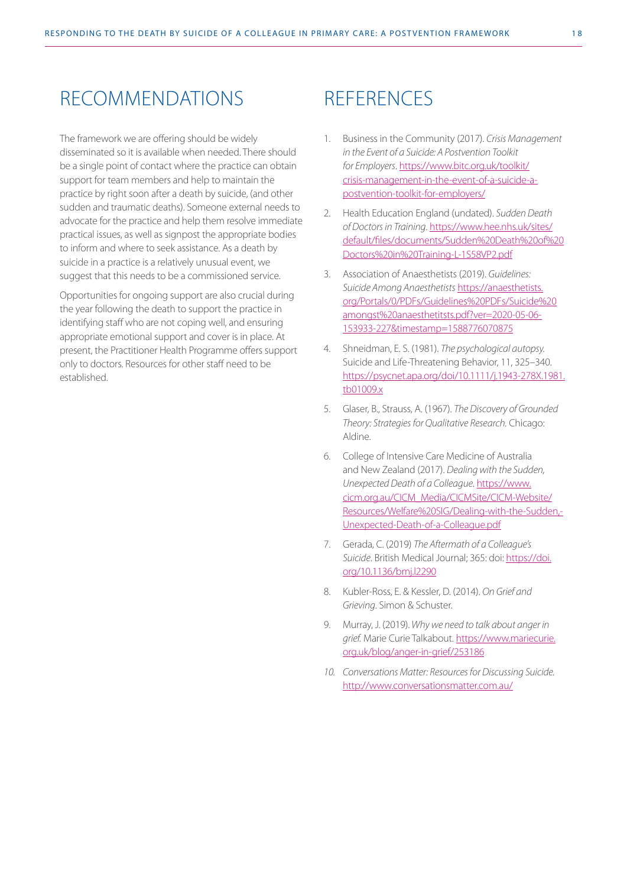## RECOMMENDATIONS

The framework we are offering should be widely disseminated so it is available when needed. There should be a single point of contact where the practice can obtain support for team members and help to maintain the practice by right soon after a death by suicide, (and other sudden and traumatic deaths). Someone external needs to advocate for the practice and help them resolve immediate practical issues, as well as signpost the appropriate bodies to inform and where to seek assistance. As a death by suicide in a practice is a relatively unusual event, we suggest that this needs to be a commissioned service.

Opportunities for ongoing support are also crucial during the year following the death to support the practice in identifying staff who are not coping well, and ensuring appropriate emotional support and cover is in place. At present, the Practitioner Health Programme offers support only to doctors. Resources for other staff need to be established.

## REFERENCES

1. Business in the Community (2017). *Crisis Management in the Event of a Suicide: A Postvention Toolkit for Employers*. https://www.bitc.org.uk/toolkit/crisis-management-in-the-event-of-a-suicide-a-postvention-toolkit-for-employers/
2. Health Education England (undated). *Sudden Death of Doctors in Training*. https://www.hee.nhs.uk/sites/default/files/documents/Sudden%20Death%20of%20Doctors%20in%20Training-L-1S58VP2.pdf
3. Association of Anaesthetists (2019). *Guidelines: Suicide Among Anaesthetists* https://anaesthetists.org/Portals/0/PDFs/Guidelines%20PDFs/Suicide%20amongst%20anaesthetitsts.pdf?ver=2020-05-06-153933-227&timestamp=1588776070875
4. Shneidman, E. S. (1981). *The psychological autopsy.* Suicide and Life-Threatening Behavior, 11, 325–340. https://psycnet.apa.org/doi/10.1111/j.1943-278X.1981.tb01009.x
5. Glaser, B., Strauss, A. (1967). *The Discovery of Grounded Theory: Strategies for Qualitative Research.* Chicago: Aldine.
6. College of Intensive Care Medicine of Australia and New Zealand (2017). *Dealing with the Sudden, Unexpected Death of a Colleague.* https://www.cicm.org.au/CICM_Media/CICMSite/CICM-Website/Resources/Welfare%20SIG/Dealing-with-the-Sudden,-Unexpected-Death-of-a-Colleague.pdf
7. Gerada, C. (2019) *The Aftermath of a Colleague's Suicide*. British Medical Journal; 365: doi: https://doi.org/10.1136/bmj.l2290
8. Kubler-Ross, E. & Kessler, D. (2014). *On Grief and Grieving*. Simon & Schuster.
9. Murray, J. (2019). *Why we need to talk about anger in grief.* Marie Curie Talkabout. https://www.mariecurie.org.uk/blog/anger-in-grief/253186
10. *Conversations Matter: Resources for Discussing Suicide.* http://www.conversationsmatter.com.au/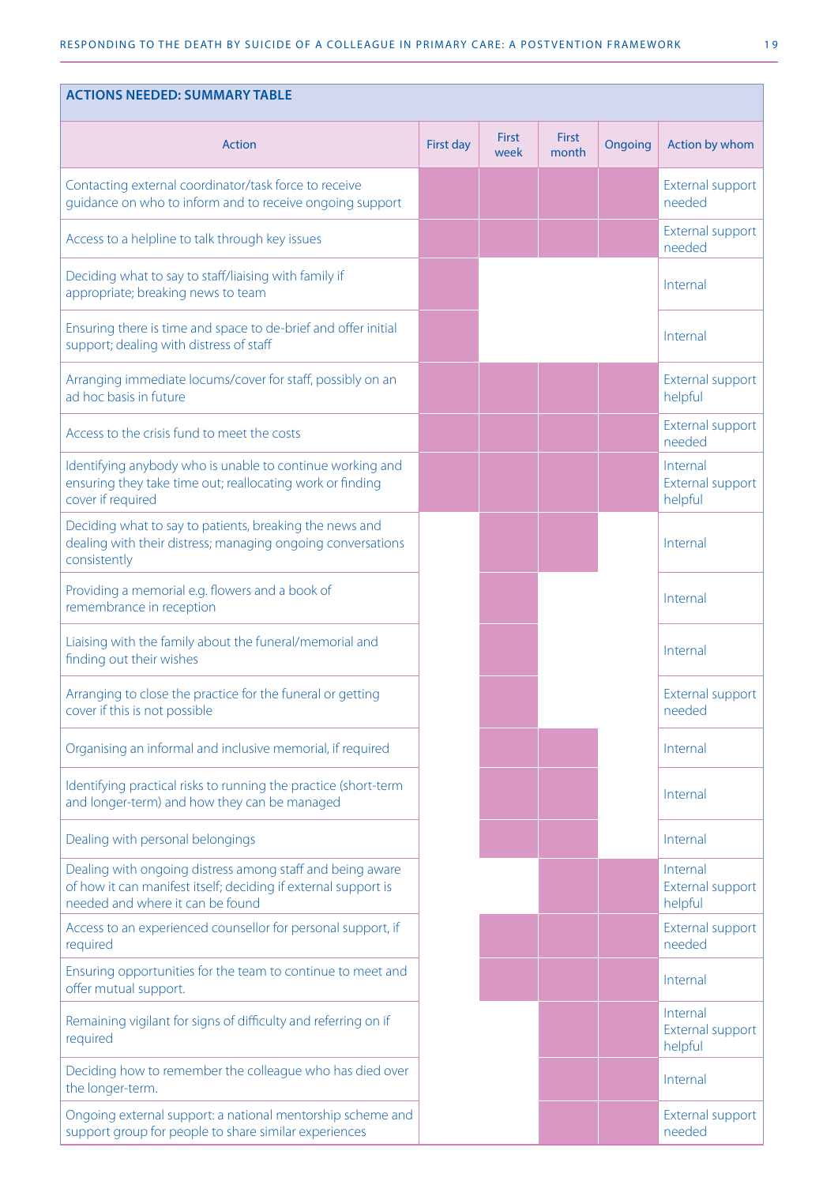## ACTIONS NEEDED: SUMMARY TABLE

| Action | First day | First week | First month | Ongoing | Action by whom |
|---|---|---|---|---|---|
| Contacting external coordinator/task force to receive guidance on who to inform and to receive ongoing support | ■ | ■ | ■ | ■ | External support needed |
| Access to a helpline to talk through key issues | ■ | ■ | ■ | ■ | External support needed |
| Deciding what to say to staff/liaising with family if appropriate; breaking news to team | ■ | | | | Internal |
| Ensuring there is time and space to de-brief and offer initial support; dealing with distress of staff | ■ | | | | Internal |
| Arranging immediate locums/cover for staff, possibly on an ad hoc basis in future | ■ | ■ | ■ | ■ | External support helpful |
| Access to the crisis fund to meet the costs | ■ | ■ | ■ | ■ | External support needed |
| Identifying anybody who is unable to continue working and ensuring they take time out; reallocating work or finding cover if required | ■ | ■ | ■ | ■ | Internal External support helpful |
| Deciding what to say to patients, breaking the news and dealing with their distress; managing ongoing conversations consistently | | ■ | ■ | | Internal |
| Providing a memorial e.g. flowers and a book of remembrance in reception | | ■ | | | Internal |
| Liaising with the family about the funeral/memorial and finding out their wishes | | ■ | | | Internal |
| Arranging to close the practice for the funeral or getting cover if this is not possible | | ■ | | | External support needed |
| Organising an informal and inclusive memorial, if required | | ■ | ■ | | Internal |
| Identifying practical risks to running the practice (short-term and longer-term) and how they can be managed | | ■ | ■ | | Internal |
| Dealing with personal belongings | | ■ | ■ | | Internal |
| Dealing with ongoing distress among staff and being aware of how it can manifest itself; deciding if external support is needed and where it can be found | | | ■ | ■ | Internal External support helpful |
| Access to an experienced counsellor for personal support, if required | | ■ | ■ | ■ | External support needed |
| Ensuring opportunities for the team to continue to meet and offer mutual support. | | ■ | ■ | ■ | Internal |
| Remaining vigilant for signs of difficulty and referring on if required | | | ■ | ■ | Internal External support helpful |
| Deciding how to remember the colleague who has died over the longer-term. | | | ■ | ■ | Internal |
| Ongoing external support: a national mentorship scheme and support group for people to share similar experiences | | | ■ | ■ | External support needed |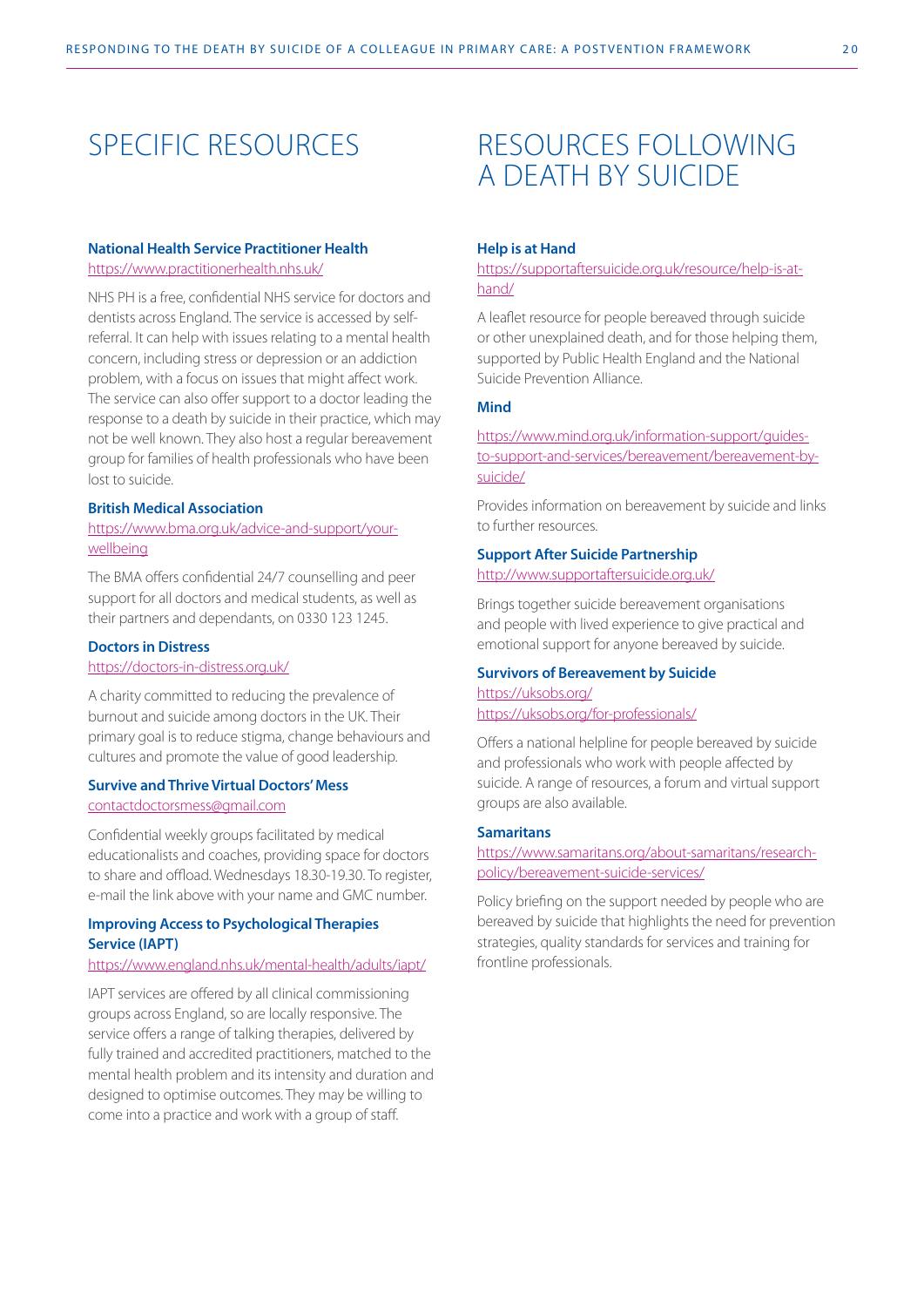# SPECIFIC RESOURCES

### National Health Service Practitioner Health

https://www.practitionerhealth.nhs.uk/

NHS PH is a free, confidential NHS service for doctors and dentists across England. The service is accessed by self-referral. It can help with issues relating to a mental health concern, including stress or depression or an addiction problem, with a focus on issues that might affect work. The service can also offer support to a doctor leading the response to a death by suicide in their practice, which may not be well known. They also host a regular bereavement group for families of health professionals who have been lost to suicide.

### British Medical Association

https://www.bma.org.uk/advice-and-support/your-wellbeing

The BMA offers confidential 24/7 counselling and peer support for all doctors and medical students, as well as their partners and dependants, on 0330 123 1245.

### Doctors in Distress

https://doctors-in-distress.org.uk/

A charity committed to reducing the prevalence of burnout and suicide among doctors in the UK. Their primary goal is to reduce stigma, change behaviours and cultures and promote the value of good leadership.

### Survive and Thrive Virtual Doctors' Mess

contactdoctorsmess@gmail.com

Confidential weekly groups facilitated by medical educationalists and coaches, providing space for doctors to share and offload. Wednesdays 18.30-19.30. To register, e-mail the link above with your name and GMC number.

### Improving Access to Psychological Therapies Service (IAPT)

https://www.england.nhs.uk/mental-health/adults/iapt/

IAPT services are offered by all clinical commissioning groups across England, so are locally responsive. The service offers a range of talking therapies, delivered by fully trained and accredited practitioners, matched to the mental health problem and its intensity and duration and designed to optimise outcomes. They may be willing to come into a practice and work with a group of staff.

# RESOURCES FOLLOWING A DEATH BY SUICIDE

### Help is at Hand

https://supportaftersuicide.org.uk/resource/help-is-at-hand/

A leaflet resource for people bereaved through suicide or other unexplained death, and for those helping them, supported by Public Health England and the National Suicide Prevention Alliance.

### Mind

https://www.mind.org.uk/information-support/guides-to-support-and-services/bereavement/bereavement-by-suicide/

Provides information on bereavement by suicide and links to further resources.

### Support After Suicide Partnership

http://www.supportaftersuicide.org.uk/

Brings together suicide bereavement organisations and people with lived experience to give practical and emotional support for anyone bereaved by suicide.

### Survivors of Bereavement by Suicide

https://uksobs.org/
https://uksobs.org/for-professionals/

Offers a national helpline for people bereaved by suicide and professionals who work with people affected by suicide. A range of resources, a forum and virtual support groups are also available.

### Samaritans

https://www.samaritans.org/about-samaritans/research-policy/bereavement-suicide-services/

Policy briefing on the support needed by people who are bereaved by suicide that highlights the need for prevention strategies, quality standards for services and training for frontline professionals.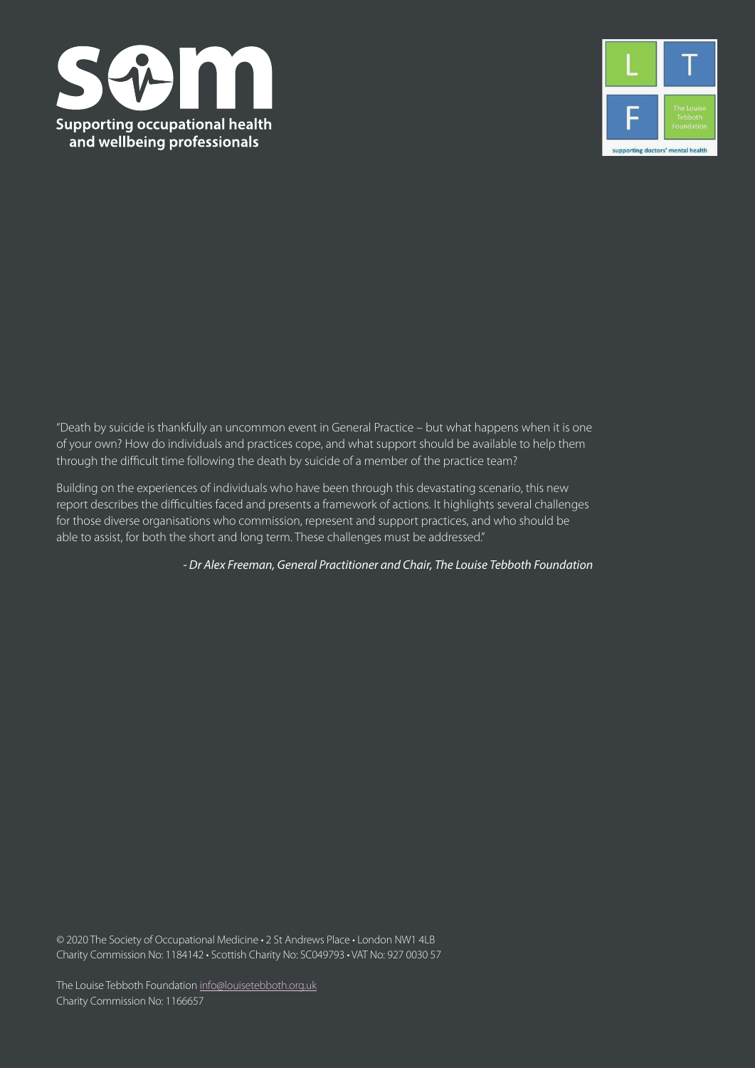Supporting occupational health and wellbeing professionals

supporting doctors' mental health

"Death by suicide is thankfully an uncommon event in General Practice – but what happens when it is one of your own? How do individuals and practices cope, and what support should be available to help them through the difficult time following the death by suicide of a member of the practice team?

Building on the experiences of individuals who have been through this devastating scenario, this new report describes the difficulties faced and presents a framework of actions. It highlights several challenges for those diverse organisations who commission, represent and support practices, and who should be able to assist, for both the short and long term. These challenges must be addressed."

*- Dr Alex Freeman, General Practitioner and Chair, The Louise Tebboth Foundation*

© 2020 The Society of Occupational Medicine • 2 St Andrews Place • London NW1 4LB
Charity Commission No: 1184142 • Scottish Charity No: SC049793 • VAT No: 927 0030 57

The Louise Tebboth Foundation info@louisetebboth.org.uk
Charity Commission No: 1166657